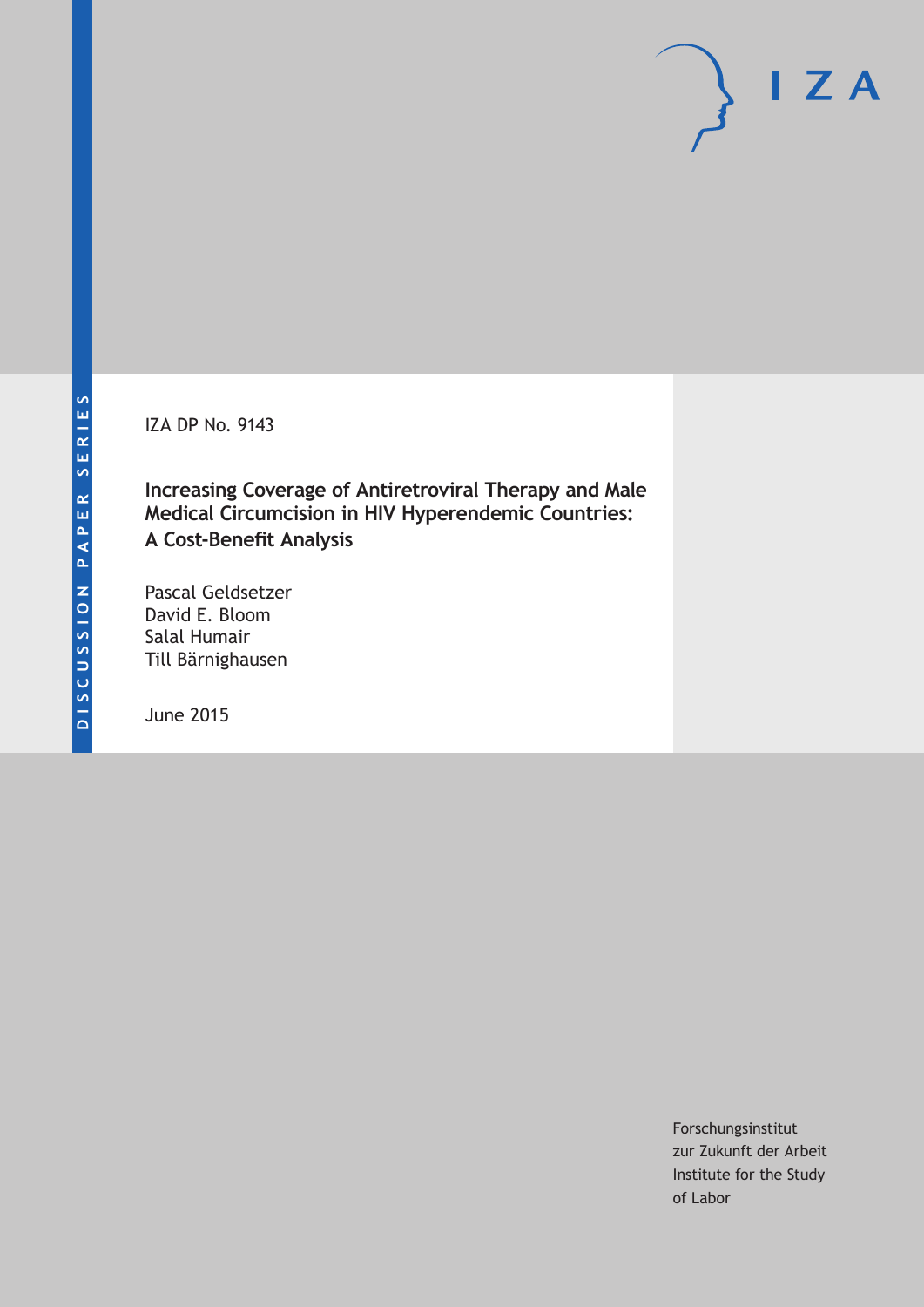DISCUSSION PAPER SERIES

IZA DP No. 9143

# Increasing Coverage of Antiretroviral Therapy and Male Medical Circumcision in HIV Hyperendemic Countries: A Cost-Benefit Analysis

Pascal Geldsetzer
David E. Bloom
Salal Humair
Till Bärnighausen

June 2015

Forschungsinstitut
zur Zukunft der Arbeit
Institute for the Study
of Labor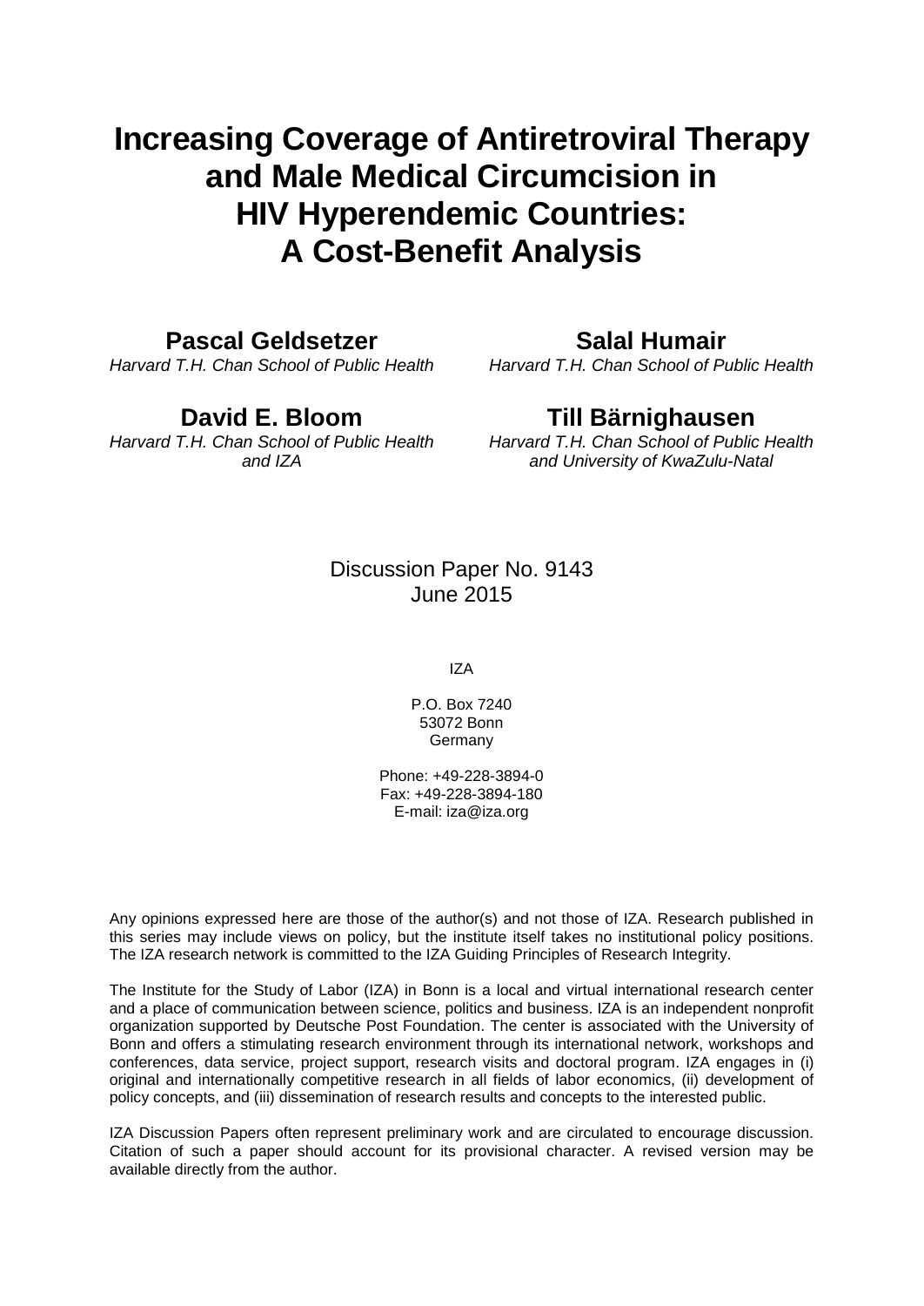# Increasing Coverage of Antiretroviral Therapy and Male Medical Circumcision in HIV Hyperendemic Countries: A Cost-Benefit Analysis

**Pascal Geldsetzer**
*Harvard T.H. Chan School of Public Health*

**Salal Humair**
*Harvard T.H. Chan School of Public Health*

**David E. Bloom**
*Harvard T.H. Chan School of Public Health and IZA*

**Till Bärnighausen**
*Harvard T.H. Chan School of Public Health and University of KwaZulu-Natal*

Discussion Paper No. 9143
June 2015

IZA

P.O. Box 7240
53072 Bonn
Germany

Phone: +49-228-3894-0
Fax: +49-228-3894-180
E-mail: iza@iza.org

Any opinions expressed here are those of the author(s) and not those of IZA. Research published in this series may include views on policy, but the institute itself takes no institutional policy positions. The IZA research network is committed to the IZA Guiding Principles of Research Integrity.

The Institute for the Study of Labor (IZA) in Bonn is a local and virtual international research center and a place of communication between science, politics and business. IZA is an independent nonprofit organization supported by Deutsche Post Foundation. The center is associated with the University of Bonn and offers a stimulating research environment through its international network, workshops and conferences, data service, project support, research visits and doctoral program. IZA engages in (i) original and internationally competitive research in all fields of labor economics, (ii) development of policy concepts, and (iii) dissemination of research results and concepts to the interested public.

IZA Discussion Papers often represent preliminary work and are circulated to encourage discussion. Citation of such a paper should account for its provisional character. A revised version may be available directly from the author.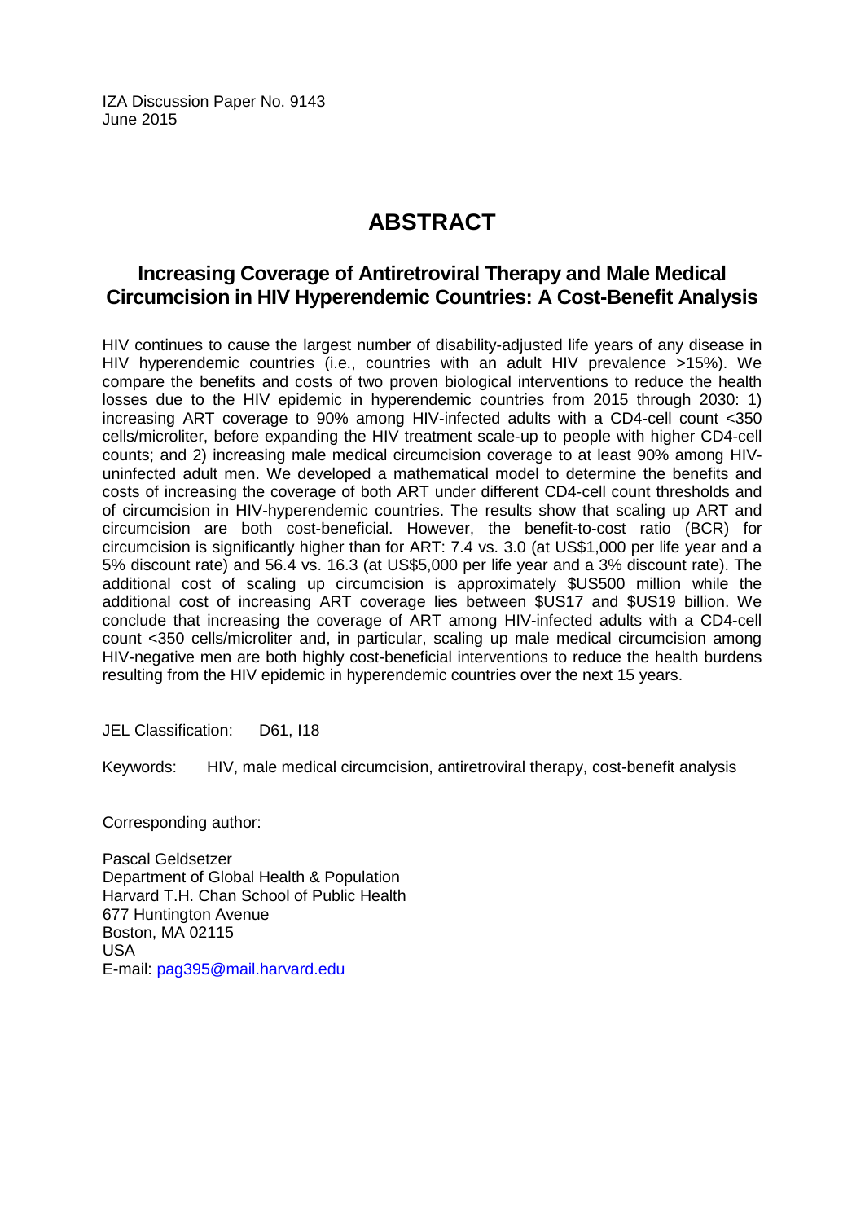IZA Discussion Paper No. 9143
June 2015

# ABSTRACT

## Increasing Coverage of Antiretroviral Therapy and Male Medical Circumcision in HIV Hyperendemic Countries: A Cost-Benefit Analysis

HIV continues to cause the largest number of disability-adjusted life years of any disease in HIV hyperendemic countries (i.e., countries with an adult HIV prevalence >15%). We compare the benefits and costs of two proven biological interventions to reduce the health losses due to the HIV epidemic in hyperendemic countries from 2015 through 2030: 1) increasing ART coverage to 90% among HIV-infected adults with a CD4-cell count <350 cells/microliter, before expanding the HIV treatment scale-up to people with higher CD4-cell counts; and 2) increasing male medical circumcision coverage to at least 90% among HIV-uninfected adult men. We developed a mathematical model to determine the benefits and costs of increasing the coverage of both ART under different CD4-cell count thresholds and of circumcision in HIV-hyperendemic countries. The results show that scaling up ART and circumcision are both cost-beneficial. However, the benefit-to-cost ratio (BCR) for circumcision is significantly higher than for ART: 7.4 vs. 3.0 (at US$1,000 per life year and a 5% discount rate) and 56.4 vs. 16.3 (at US$5,000 per life year and a 3% discount rate). The additional cost of scaling up circumcision is approximately $US500 million while the additional cost of increasing ART coverage lies between $US17 and $US19 billion. We conclude that increasing the coverage of ART among HIV-infected adults with a CD4-cell count <350 cells/microliter and, in particular, scaling up male medical circumcision among HIV-negative men are both highly cost-beneficial interventions to reduce the health burdens resulting from the HIV epidemic in hyperendemic countries over the next 15 years.

JEL Classification: D61, I18

Keywords: HIV, male medical circumcision, antiretroviral therapy, cost-benefit analysis

Corresponding author:

Pascal Geldsetzer
Department of Global Health & Population
Harvard T.H. Chan School of Public Health
677 Huntington Avenue
Boston, MA 02115
USA
E-mail: pag395@mail.harvard.edu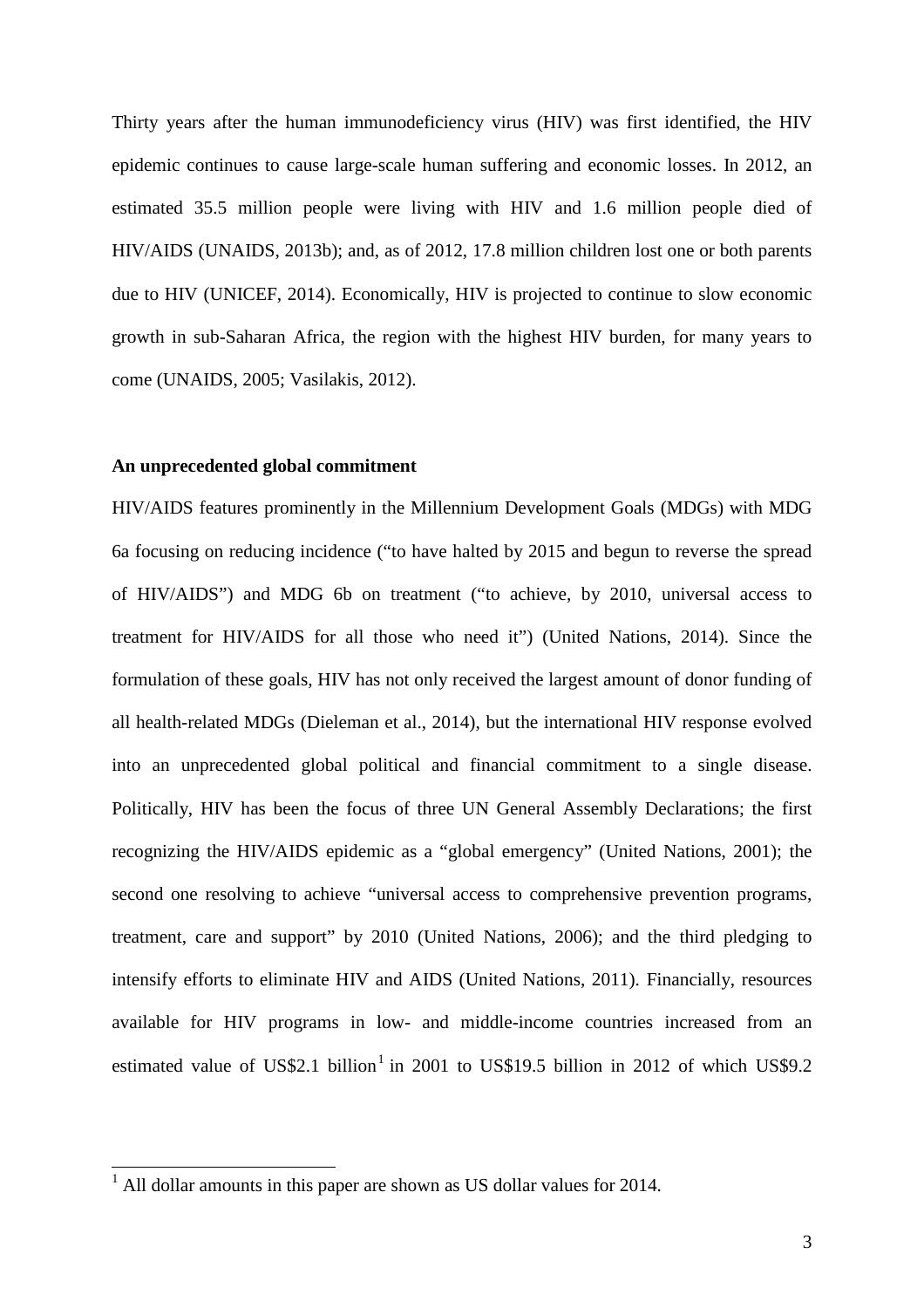Thirty years after the human immunodeficiency virus (HIV) was first identified, the HIV epidemic continues to cause large-scale human suffering and economic losses. In 2012, an estimated 35.5 million people were living with HIV and 1.6 million people died of HIV/AIDS (UNAIDS, 2013b); and, as of 2012, 17.8 million children lost one or both parents due to HIV (UNICEF, 2014). Economically, HIV is projected to continue to slow economic growth in sub-Saharan Africa, the region with the highest HIV burden, for many years to come (UNAIDS, 2005; Vasilakis, 2012).

**An unprecedented global commitment**

HIV/AIDS features prominently in the Millennium Development Goals (MDGs) with MDG 6a focusing on reducing incidence ("to have halted by 2015 and begun to reverse the spread of HIV/AIDS") and MDG 6b on treatment ("to achieve, by 2010, universal access to treatment for HIV/AIDS for all those who need it") (United Nations, 2014). Since the formulation of these goals, HIV has not only received the largest amount of donor funding of all health-related MDGs (Dieleman et al., 2014), but the international HIV response evolved into an unprecedented global political and financial commitment to a single disease. Politically, HIV has been the focus of three UN General Assembly Declarations; the first recognizing the HIV/AIDS epidemic as a "global emergency" (United Nations, 2001); the second one resolving to achieve "universal access to comprehensive prevention programs, treatment, care and support" by 2010 (United Nations, 2006); and the third pledging to intensify efforts to eliminate HIV and AIDS (United Nations, 2011). Financially, resources available for HIV programs in low- and middle-income countries increased from an estimated value of US$2.1 billion[1] in 2001 to US$19.5 billion in 2012 of which US$9.2

[1] All dollar amounts in this paper are shown as US dollar values for 2014.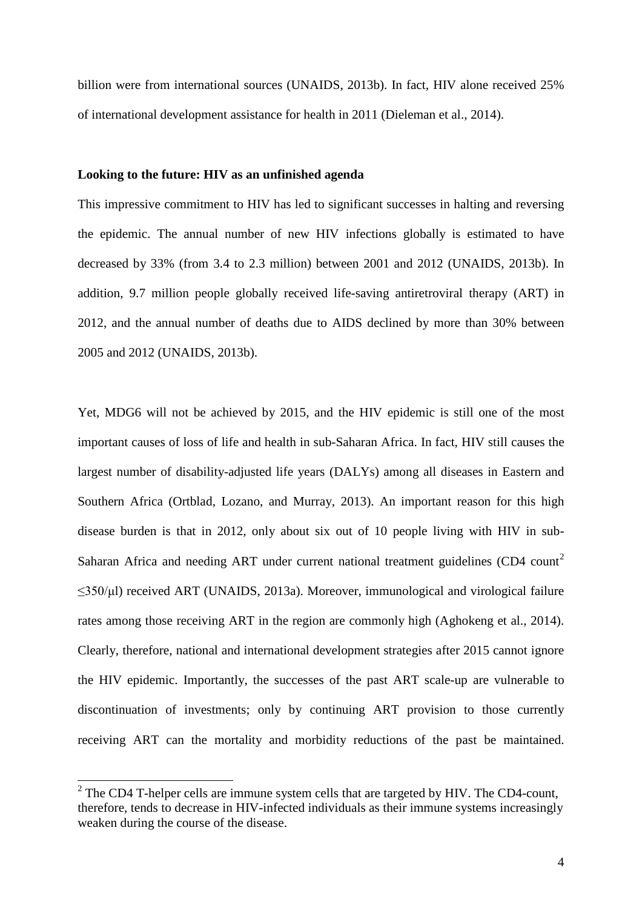billion were from international sources (UNAIDS, 2013b). In fact, HIV alone received 25% of international development assistance for health in 2011 (Dieleman et al., 2014).

**Looking to the future: HIV as an unfinished agenda**

This impressive commitment to HIV has led to significant successes in halting and reversing the epidemic. The annual number of new HIV infections globally is estimated to have decreased by 33% (from 3.4 to 2.3 million) between 2001 and 2012 (UNAIDS, 2013b). In addition, 9.7 million people globally received life-saving antiretroviral therapy (ART) in 2012, and the annual number of deaths due to AIDS declined by more than 30% between 2005 and 2012 (UNAIDS, 2013b).

Yet, MDG6 will not be achieved by 2015, and the HIV epidemic is still one of the most important causes of loss of life and health in sub-Saharan Africa. In fact, HIV still causes the largest number of disability-adjusted life years (DALYs) among all diseases in Eastern and Southern Africa (Ortblad, Lozano, and Murray, 2013). An important reason for this high disease burden is that in 2012, only about six out of 10 people living with HIV in sub-Saharan Africa and needing ART under current national treatment guidelines (CD4 count[2] ≤350/μl) received ART (UNAIDS, 2013a). Moreover, immunological and virological failure rates among those receiving ART in the region are commonly high (Aghokeng et al., 2014). Clearly, therefore, national and international development strategies after 2015 cannot ignore the HIV epidemic. Importantly, the successes of the past ART scale-up are vulnerable to discontinuation of investments; only by continuing ART provision to those currently receiving ART can the mortality and morbidity reductions of the past be maintained.

[2] The CD4 T-helper cells are immune system cells that are targeted by HIV. The CD4-count, therefore, tends to decrease in HIV-infected individuals as their immune systems increasingly weaken during the course of the disease.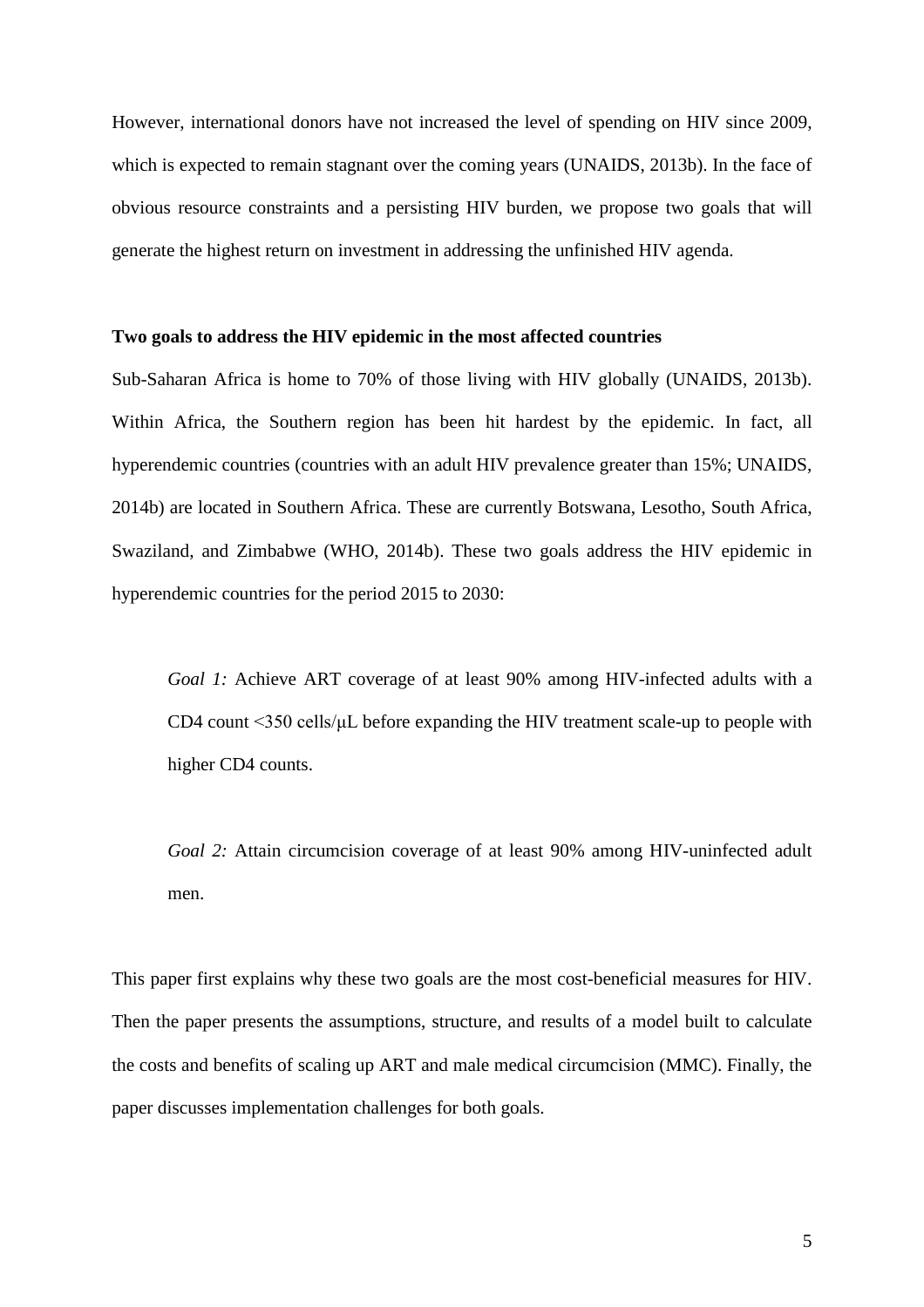However, international donors have not increased the level of spending on HIV since 2009, which is expected to remain stagnant over the coming years (UNAIDS, 2013b). In the face of obvious resource constraints and a persisting HIV burden, we propose two goals that will generate the highest return on investment in addressing the unfinished HIV agenda.

**Two goals to address the HIV epidemic in the most affected countries**

Sub-Saharan Africa is home to 70% of those living with HIV globally (UNAIDS, 2013b). Within Africa, the Southern region has been hit hardest by the epidemic. In fact, all hyperendemic countries (countries with an adult HIV prevalence greater than 15%; UNAIDS, 2014b) are located in Southern Africa. These are currently Botswana, Lesotho, South Africa, Swaziland, and Zimbabwe (WHO, 2014b). These two goals address the HIV epidemic in hyperendemic countries for the period 2015 to 2030:

> *Goal 1:* Achieve ART coverage of at least 90% among HIV-infected adults with a CD4 count <350 cells/μL before expanding the HIV treatment scale-up to people with higher CD4 counts.

> *Goal 2:* Attain circumcision coverage of at least 90% among HIV-uninfected adult men.

This paper first explains why these two goals are the most cost-beneficial measures for HIV. Then the paper presents the assumptions, structure, and results of a model built to calculate the costs and benefits of scaling up ART and male medical circumcision (MMC). Finally, the paper discusses implementation challenges for both goals.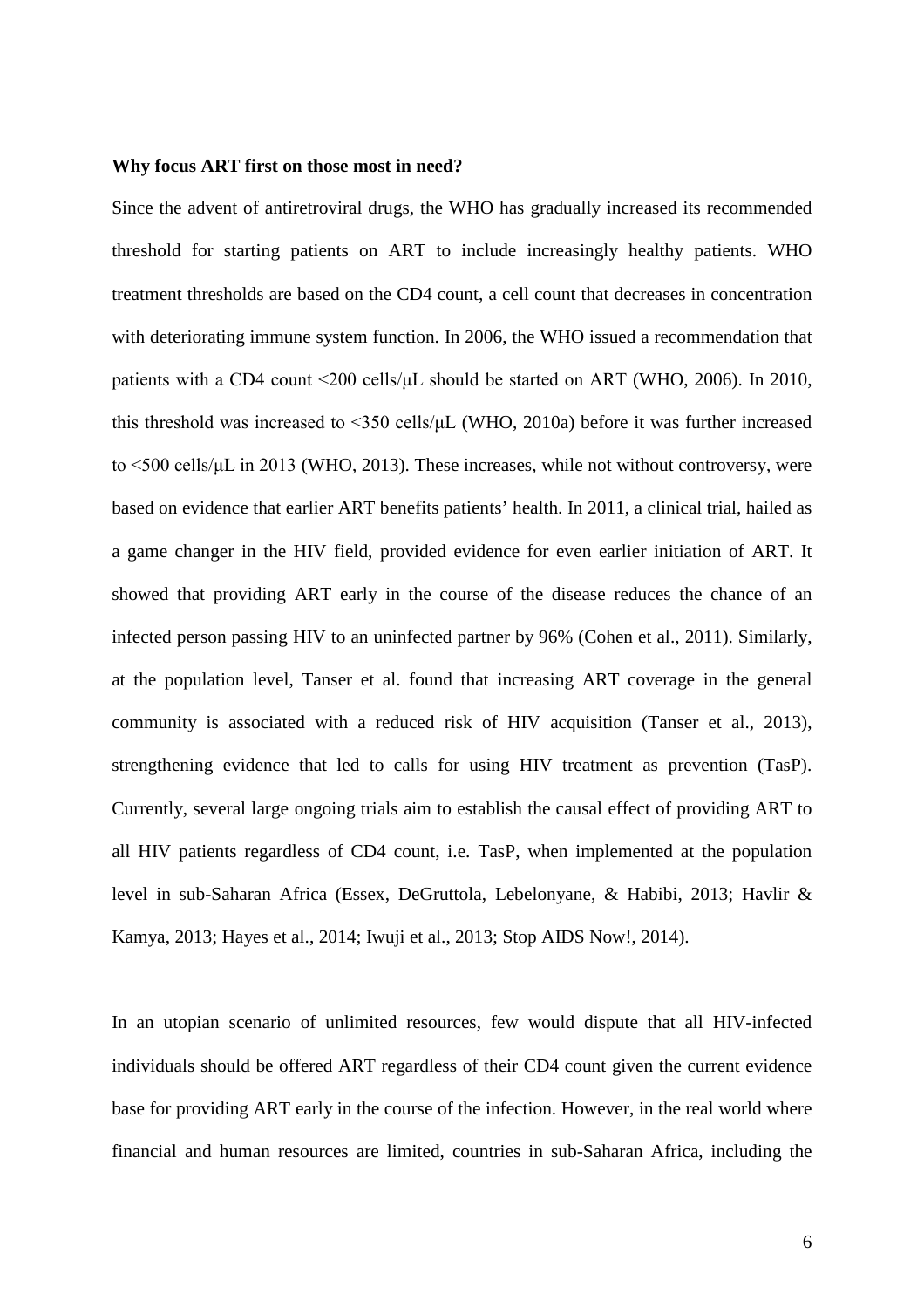**Why focus ART first on those most in need?**

Since the advent of antiretroviral drugs, the WHO has gradually increased its recommended threshold for starting patients on ART to include increasingly healthy patients. WHO treatment thresholds are based on the CD4 count, a cell count that decreases in concentration with deteriorating immune system function. In 2006, the WHO issued a recommendation that patients with a CD4 count <200 cells/μL should be started on ART (WHO, 2006). In 2010, this threshold was increased to <350 cells/μL (WHO, 2010a) before it was further increased to <500 cells/μL in 2013 (WHO, 2013). These increases, while not without controversy, were based on evidence that earlier ART benefits patients' health. In 2011, a clinical trial, hailed as a game changer in the HIV field, provided evidence for even earlier initiation of ART. It showed that providing ART early in the course of the disease reduces the chance of an infected person passing HIV to an uninfected partner by 96% (Cohen et al., 2011). Similarly, at the population level, Tanser et al. found that increasing ART coverage in the general community is associated with a reduced risk of HIV acquisition (Tanser et al., 2013), strengthening evidence that led to calls for using HIV treatment as prevention (TasP). Currently, several large ongoing trials aim to establish the causal effect of providing ART to all HIV patients regardless of CD4 count, i.e. TasP, when implemented at the population level in sub-Saharan Africa (Essex, DeGruttola, Lebelonyane, & Habibi, 2013; Havlir & Kamya, 2013; Hayes et al., 2014; Iwuji et al., 2013; Stop AIDS Now!, 2014).

In an utopian scenario of unlimited resources, few would dispute that all HIV-infected individuals should be offered ART regardless of their CD4 count given the current evidence base for providing ART early in the course of the infection. However, in the real world where financial and human resources are limited, countries in sub-Saharan Africa, including the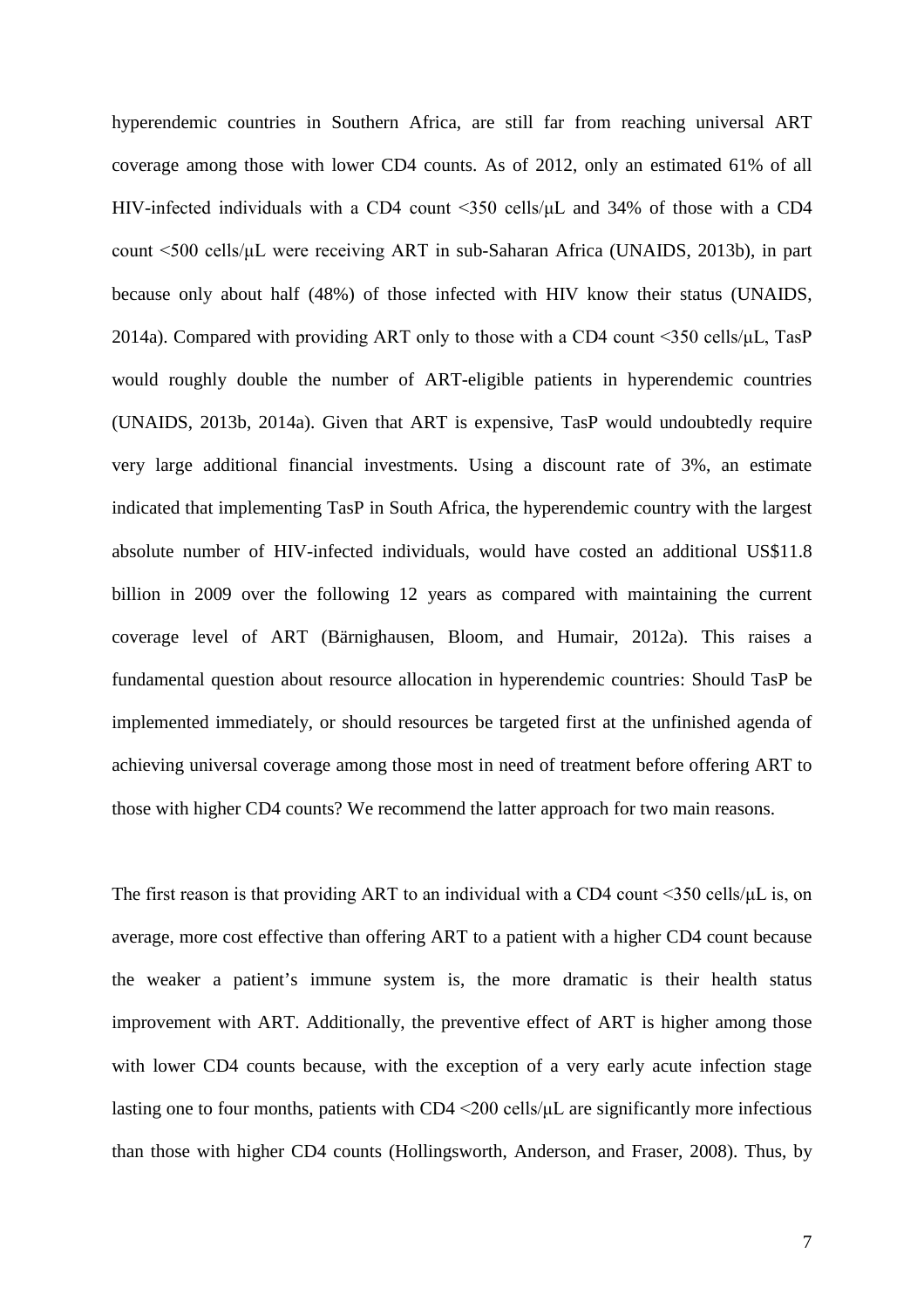hyperendemic countries in Southern Africa, are still far from reaching universal ART coverage among those with lower CD4 counts. As of 2012, only an estimated 61% of all HIV-infected individuals with a CD4 count <350 cells/μL and 34% of those with a CD4 count <500 cells/μL were receiving ART in sub-Saharan Africa (UNAIDS, 2013b), in part because only about half (48%) of those infected with HIV know their status (UNAIDS, 2014a). Compared with providing ART only to those with a CD4 count <350 cells/μL, TasP would roughly double the number of ART-eligible patients in hyperendemic countries (UNAIDS, 2013b, 2014a). Given that ART is expensive, TasP would undoubtedly require very large additional financial investments. Using a discount rate of 3%, an estimate indicated that implementing TasP in South Africa, the hyperendemic country with the largest absolute number of HIV-infected individuals, would have costed an additional US$11.8 billion in 2009 over the following 12 years as compared with maintaining the current coverage level of ART (Bärnighausen, Bloom, and Humair, 2012a). This raises a fundamental question about resource allocation in hyperendemic countries: Should TasP be implemented immediately, or should resources be targeted first at the unfinished agenda of achieving universal coverage among those most in need of treatment before offering ART to those with higher CD4 counts? We recommend the latter approach for two main reasons.

The first reason is that providing ART to an individual with a CD4 count <350 cells/μL is, on average, more cost effective than offering ART to a patient with a higher CD4 count because the weaker a patient's immune system is, the more dramatic is their health status improvement with ART. Additionally, the preventive effect of ART is higher among those with lower CD4 counts because, with the exception of a very early acute infection stage lasting one to four months, patients with CD4 <200 cells/μL are significantly more infectious than those with higher CD4 counts (Hollingsworth, Anderson, and Fraser, 2008). Thus, by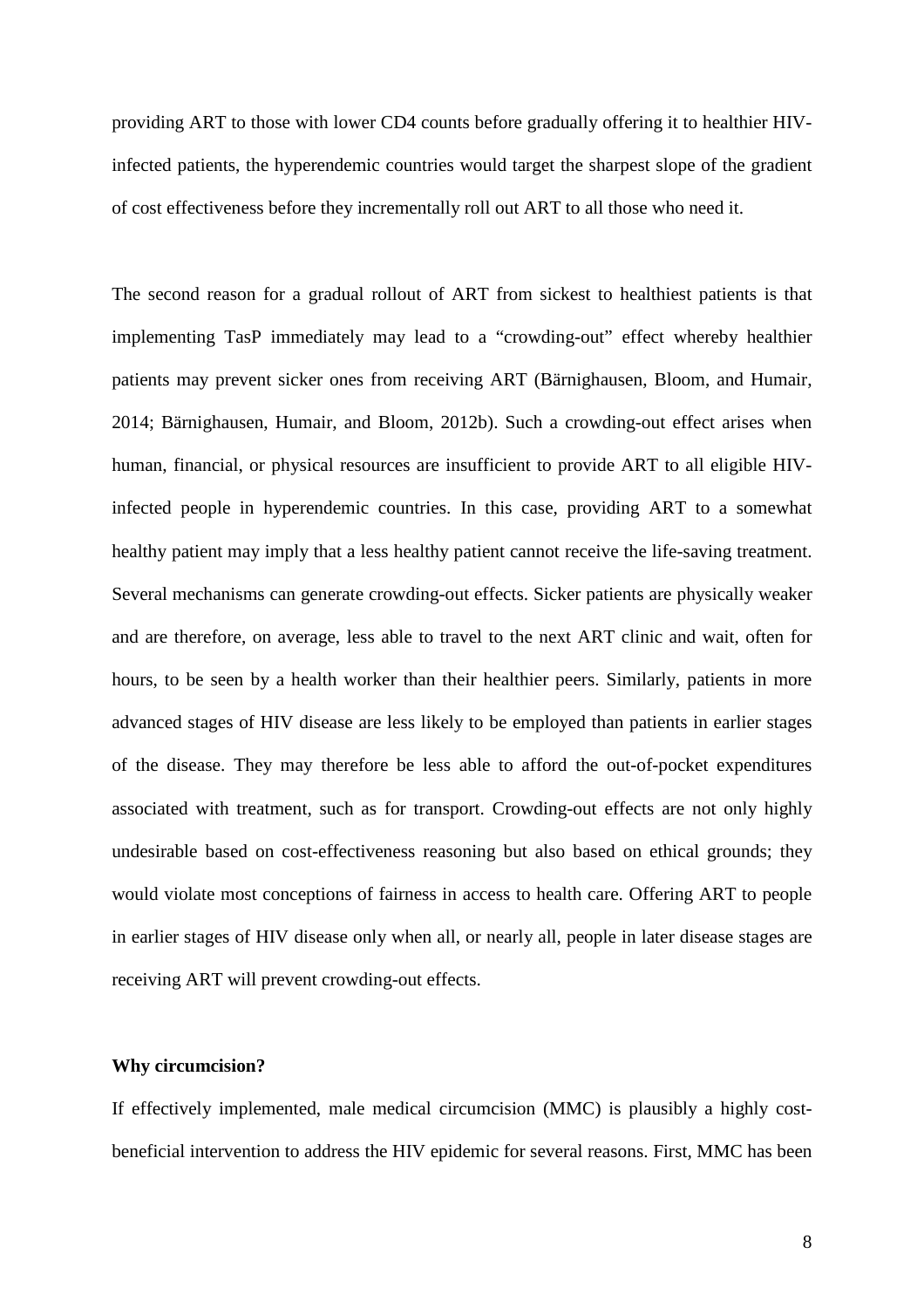providing ART to those with lower CD4 counts before gradually offering it to healthier HIV-infected patients, the hyperendemic countries would target the sharpest slope of the gradient of cost effectiveness before they incrementally roll out ART to all those who need it.

The second reason for a gradual rollout of ART from sickest to healthiest patients is that implementing TasP immediately may lead to a "crowding-out" effect whereby healthier patients may prevent sicker ones from receiving ART (Bärnighausen, Bloom, and Humair, 2014; Bärnighausen, Humair, and Bloom, 2012b). Such a crowding-out effect arises when human, financial, or physical resources are insufficient to provide ART to all eligible HIV-infected people in hyperendemic countries. In this case, providing ART to a somewhat healthy patient may imply that a less healthy patient cannot receive the life-saving treatment. Several mechanisms can generate crowding-out effects. Sicker patients are physically weaker and are therefore, on average, less able to travel to the next ART clinic and wait, often for hours, to be seen by a health worker than their healthier peers. Similarly, patients in more advanced stages of HIV disease are less likely to be employed than patients in earlier stages of the disease. They may therefore be less able to afford the out-of-pocket expenditures associated with treatment, such as for transport. Crowding-out effects are not only highly undesirable based on cost-effectiveness reasoning but also based on ethical grounds; they would violate most conceptions of fairness in access to health care. Offering ART to people in earlier stages of HIV disease only when all, or nearly all, people in later disease stages are receiving ART will prevent crowding-out effects.

**Why circumcision?**

If effectively implemented, male medical circumcision (MMC) is plausibly a highly cost-beneficial intervention to address the HIV epidemic for several reasons. First, MMC has been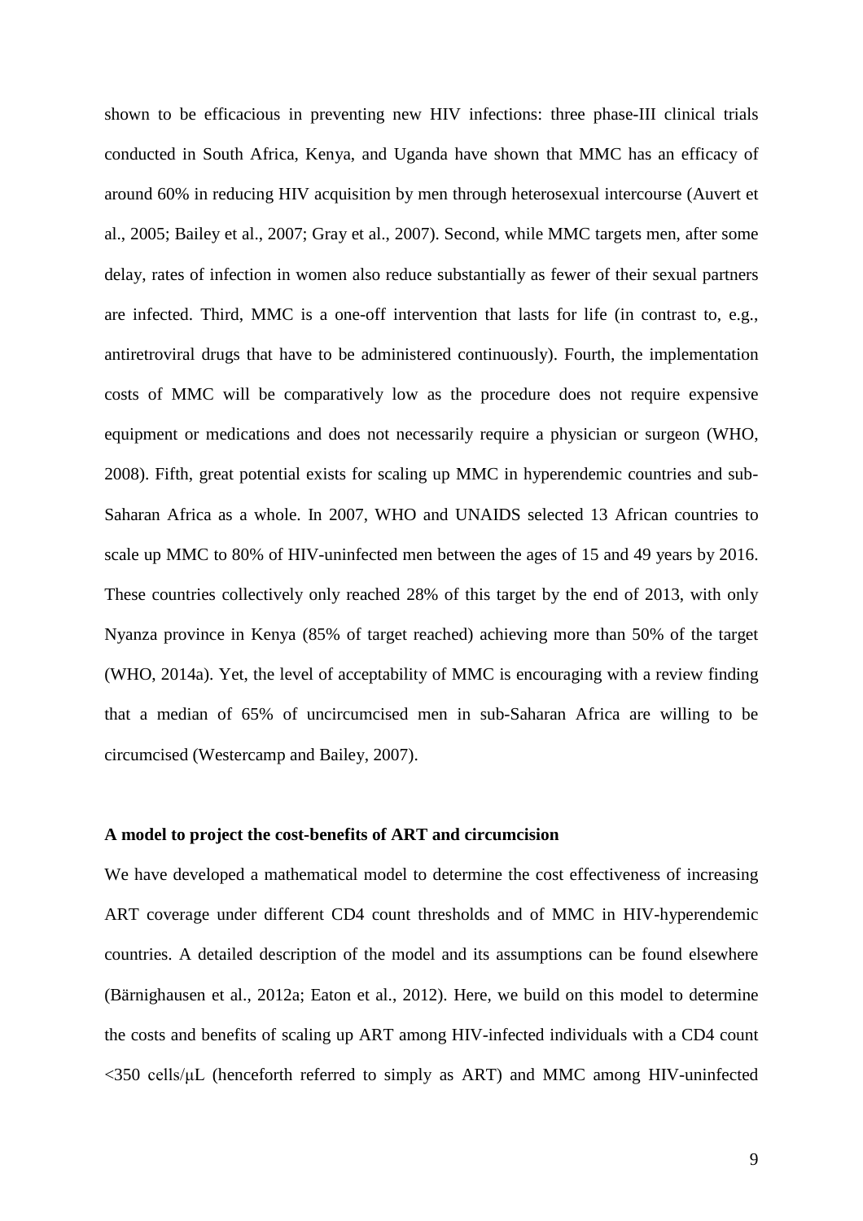shown to be efficacious in preventing new HIV infections: three phase-III clinical trials conducted in South Africa, Kenya, and Uganda have shown that MMC has an efficacy of around 60% in reducing HIV acquisition by men through heterosexual intercourse (Auvert et al., 2005; Bailey et al., 2007; Gray et al., 2007). Second, while MMC targets men, after some delay, rates of infection in women also reduce substantially as fewer of their sexual partners are infected. Third, MMC is a one-off intervention that lasts for life (in contrast to, e.g., antiretroviral drugs that have to be administered continuously). Fourth, the implementation costs of MMC will be comparatively low as the procedure does not require expensive equipment or medications and does not necessarily require a physician or surgeon (WHO, 2008). Fifth, great potential exists for scaling up MMC in hyperendemic countries and sub-Saharan Africa as a whole. In 2007, WHO and UNAIDS selected 13 African countries to scale up MMC to 80% of HIV-uninfected men between the ages of 15 and 49 years by 2016. These countries collectively only reached 28% of this target by the end of 2013, with only Nyanza province in Kenya (85% of target reached) achieving more than 50% of the target (WHO, 2014a). Yet, the level of acceptability of MMC is encouraging with a review finding that a median of 65% of uncircumcised men in sub-Saharan Africa are willing to be circumcised (Westercamp and Bailey, 2007).

**A model to project the cost-benefits of ART and circumcision**

We have developed a mathematical model to determine the cost effectiveness of increasing ART coverage under different CD4 count thresholds and of MMC in HIV-hyperendemic countries. A detailed description of the model and its assumptions can be found elsewhere (Bärnighausen et al., 2012a; Eaton et al., 2012). Here, we build on this model to determine the costs and benefits of scaling up ART among HIV-infected individuals with a CD4 count <350 cells/μL (henceforth referred to simply as ART) and MMC among HIV-uninfected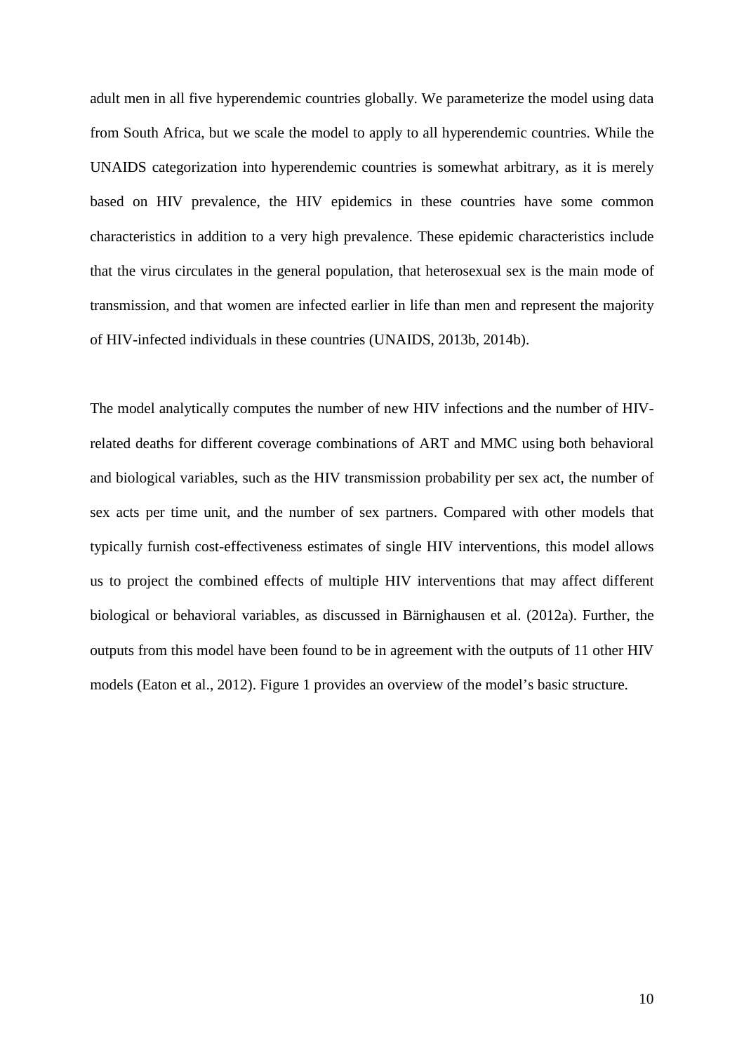adult men in all five hyperendemic countries globally. We parameterize the model using data from South Africa, but we scale the model to apply to all hyperendemic countries. While the UNAIDS categorization into hyperendemic countries is somewhat arbitrary, as it is merely based on HIV prevalence, the HIV epidemics in these countries have some common characteristics in addition to a very high prevalence. These epidemic characteristics include that the virus circulates in the general population, that heterosexual sex is the main mode of transmission, and that women are infected earlier in life than men and represent the majority of HIV-infected individuals in these countries (UNAIDS, 2013b, 2014b).

The model analytically computes the number of new HIV infections and the number of HIV-related deaths for different coverage combinations of ART and MMC using both behavioral and biological variables, such as the HIV transmission probability per sex act, the number of sex acts per time unit, and the number of sex partners. Compared with other models that typically furnish cost-effectiveness estimates of single HIV interventions, this model allows us to project the combined effects of multiple HIV interventions that may affect different biological or behavioral variables, as discussed in Bärnighausen et al. (2012a). Further, the outputs from this model have been found to be in agreement with the outputs of 11 other HIV models (Eaton et al., 2012). Figure 1 provides an overview of the model's basic structure.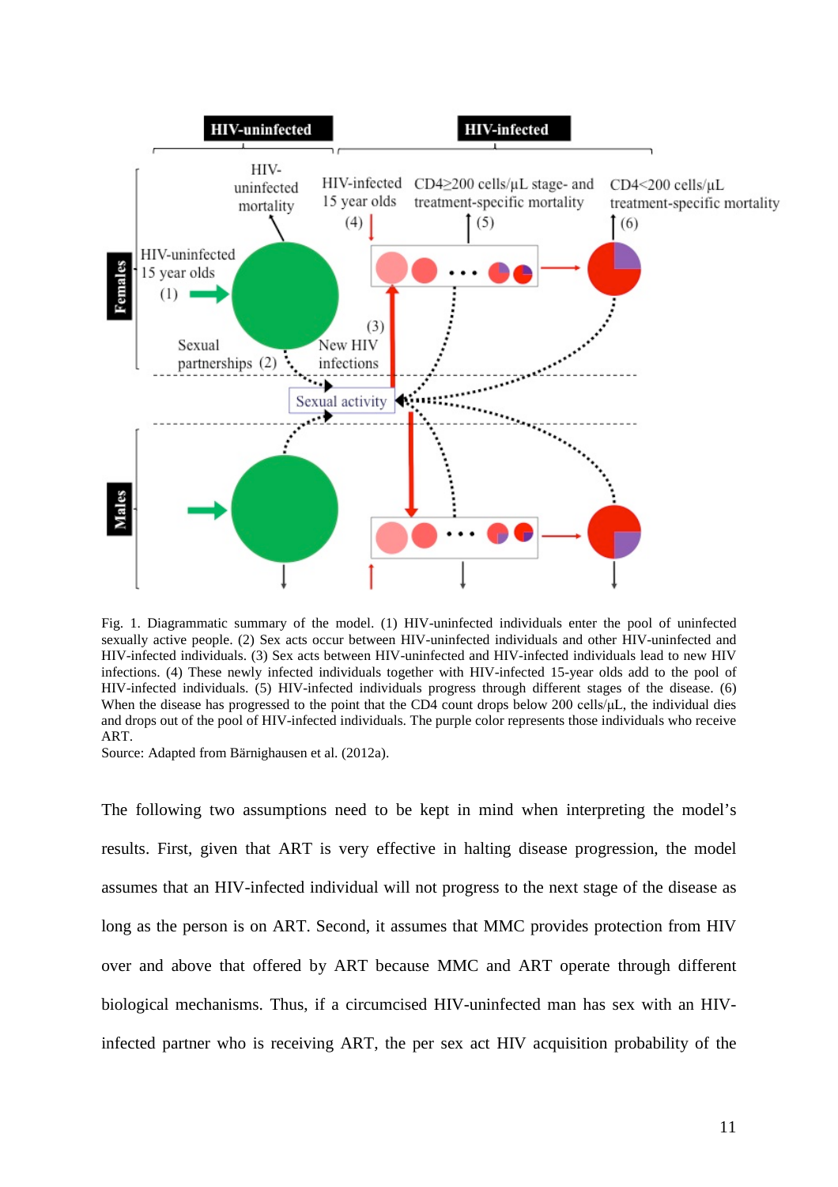Fig. 1. Diagrammatic summary of the model. (1) HIV-uninfected individuals enter the pool of uninfected sexually active people. (2) Sex acts occur between HIV-uninfected individuals and other HIV-uninfected and HIV-infected individuals. (3) Sex acts between HIV-uninfected and HIV-infected individuals lead to new HIV infections. (4) These newly infected individuals together with HIV-infected 15-year olds add to the pool of HIV-infected individuals. (5) HIV-infected individuals progress through different stages of the disease. (6) When the disease has progressed to the point that the CD4 count drops below 200 cells/μL, the individual dies and drops out of the pool of HIV-infected individuals. The purple color represents those individuals who receive ART.

Source: Adapted from Bärnighausen et al. (2012a).

The following two assumptions need to be kept in mind when interpreting the model's results. First, given that ART is very effective in halting disease progression, the model assumes that an HIV-infected individual will not progress to the next stage of the disease as long as the person is on ART. Second, it assumes that MMC provides protection from HIV over and above that offered by ART because MMC and ART operate through different biological mechanisms. Thus, if a circumcised HIV-uninfected man has sex with an HIV-infected partner who is receiving ART, the per sex act HIV acquisition probability of the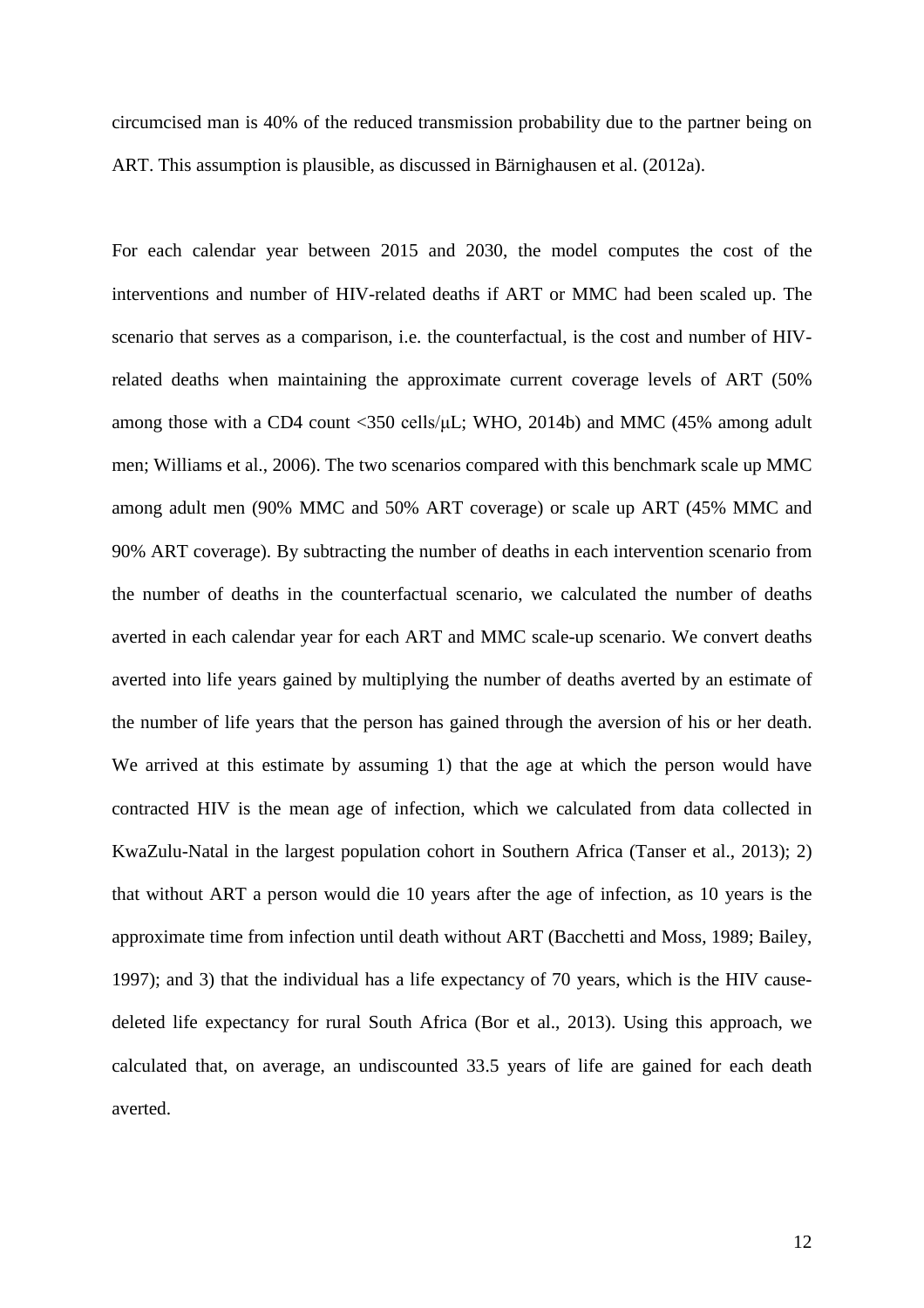circumcised man is 40% of the reduced transmission probability due to the partner being on ART. This assumption is plausible, as discussed in Bärnighausen et al. (2012a).

For each calendar year between 2015 and 2030, the model computes the cost of the interventions and number of HIV-related deaths if ART or MMC had been scaled up. The scenario that serves as a comparison, i.e. the counterfactual, is the cost and number of HIV-related deaths when maintaining the approximate current coverage levels of ART (50% among those with a CD4 count <350 cells/μL; WHO, 2014b) and MMC (45% among adult men; Williams et al., 2006). The two scenarios compared with this benchmark scale up MMC among adult men (90% MMC and 50% ART coverage) or scale up ART (45% MMC and 90% ART coverage). By subtracting the number of deaths in each intervention scenario from the number of deaths in the counterfactual scenario, we calculated the number of deaths averted in each calendar year for each ART and MMC scale-up scenario. We convert deaths averted into life years gained by multiplying the number of deaths averted by an estimate of the number of life years that the person has gained through the aversion of his or her death. We arrived at this estimate by assuming 1) that the age at which the person would have contracted HIV is the mean age of infection, which we calculated from data collected in KwaZulu-Natal in the largest population cohort in Southern Africa (Tanser et al., 2013); 2) that without ART a person would die 10 years after the age of infection, as 10 years is the approximate time from infection until death without ART (Bacchetti and Moss, 1989; Bailey, 1997); and 3) that the individual has a life expectancy of 70 years, which is the HIV cause-deleted life expectancy for rural South Africa (Bor et al., 2013). Using this approach, we calculated that, on average, an undiscounted 33.5 years of life are gained for each death averted.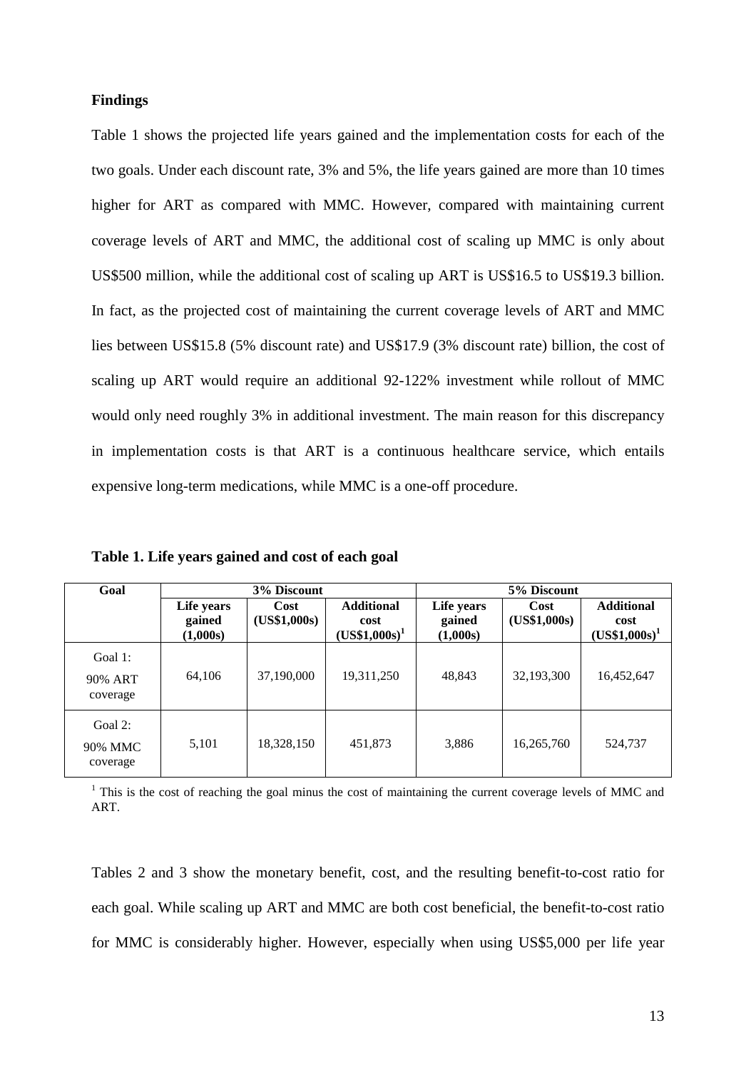**Findings**

Table 1 shows the projected life years gained and the implementation costs for each of the two goals. Under each discount rate, 3% and 5%, the life years gained are more than 10 times higher for ART as compared with MMC. However, compared with maintaining current coverage levels of ART and MMC, the additional cost of scaling up MMC is only about US$500 million, while the additional cost of scaling up ART is US$16.5 to US$19.3 billion. In fact, as the projected cost of maintaining the current coverage levels of ART and MMC lies between US$15.8 (5% discount rate) and US$17.9 (3% discount rate) billion, the cost of scaling up ART would require an additional 92-122% investment while rollout of MMC would only need roughly 3% in additional investment. The main reason for this discrepancy in implementation costs is that ART is a continuous healthcare service, which entails expensive long-term medications, while MMC is a one-off procedure.

**Table 1. Life years gained and cost of each goal**

| Goal | 3% Discount | | | 5% Discount | | |
|---|---|---|---|---|---|---|
| | Life years gained (1,000s) | Cost (US$1,000s) | Additional cost (US$1,000s)[1] | Life years gained (1,000s) | Cost (US$1,000s) | Additional cost (US$1,000s)[1] |
| Goal 1: 90% ART coverage | 64,106 | 37,190,000 | 19,311,250 | 48,843 | 32,193,300 | 16,452,647 |
| Goal 2: 90% MMC coverage | 5,101 | 18,328,150 | 451,873 | 3,886 | 16,265,760 | 524,737 |

[1] This is the cost of reaching the goal minus the cost of maintaining the current coverage levels of MMC and ART.

Tables 2 and 3 show the monetary benefit, cost, and the resulting benefit-to-cost ratio for each goal. While scaling up ART and MMC are both cost beneficial, the benefit-to-cost ratio for MMC is considerably higher. However, especially when using US$5,000 per life year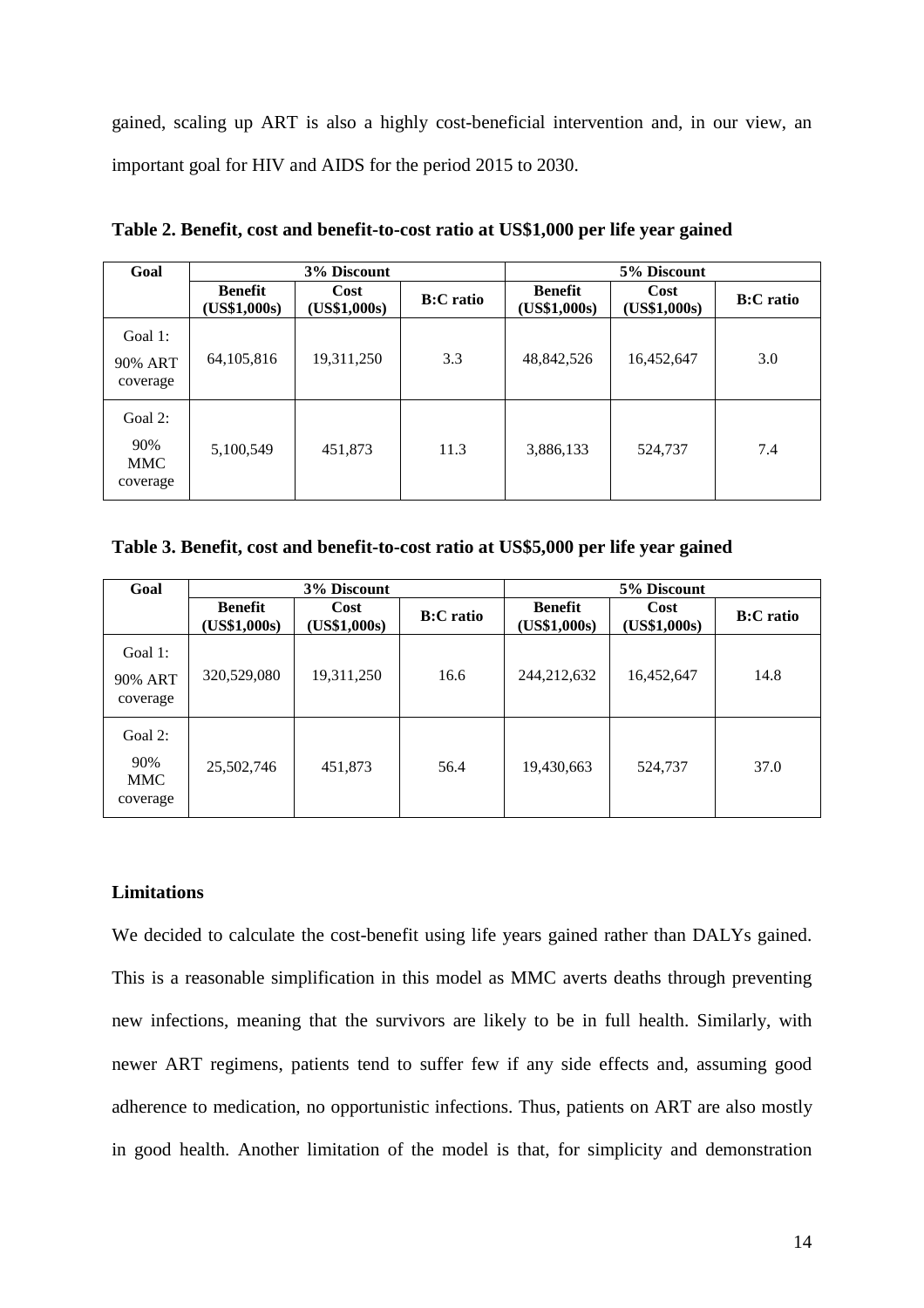gained, scaling up ART is also a highly cost-beneficial intervention and, in our view, an important goal for HIV and AIDS for the period 2015 to 2030.

**Table 2. Benefit, cost and benefit-to-cost ratio at US$1,000 per life year gained**

| Goal | 3% Discount | | | 5% Discount | | |
|---|---|---|---|---|---|---|
| | **Benefit (US$1,000s)** | **Cost (US$1,000s)** | **B:C ratio** | **Benefit (US$1,000s)** | **Cost (US$1,000s)** | **B:C ratio** |
| Goal 1: 90% ART coverage | 64,105,816 | 19,311,250 | 3.3 | 48,842,526 | 16,452,647 | 3.0 |
| Goal 2: 90% MMC coverage | 5,100,549 | 451,873 | 11.3 | 3,886,133 | 524,737 | 7.4 |

**Table 3. Benefit, cost and benefit-to-cost ratio at US$5,000 per life year gained**

| Goal | 3% Discount | | | 5% Discount | | |
|---|---|---|---|---|---|---|
| | **Benefit (US$1,000s)** | **Cost (US$1,000s)** | **B:C ratio** | **Benefit (US$1,000s)** | **Cost (US$1,000s)** | **B:C ratio** |
| Goal 1: 90% ART coverage | 320,529,080 | 19,311,250 | 16.6 | 244,212,632 | 16,452,647 | 14.8 |
| Goal 2: 90% MMC coverage | 25,502,746 | 451,873 | 56.4 | 19,430,663 | 524,737 | 37.0 |

### Limitations

We decided to calculate the cost-benefit using life years gained rather than DALYs gained. This is a reasonable simplification in this model as MMC averts deaths through preventing new infections, meaning that the survivors are likely to be in full health. Similarly, with newer ART regimens, patients tend to suffer few if any side effects and, assuming good adherence to medication, no opportunistic infections. Thus, patients on ART are also mostly in good health. Another limitation of the model is that, for simplicity and demonstration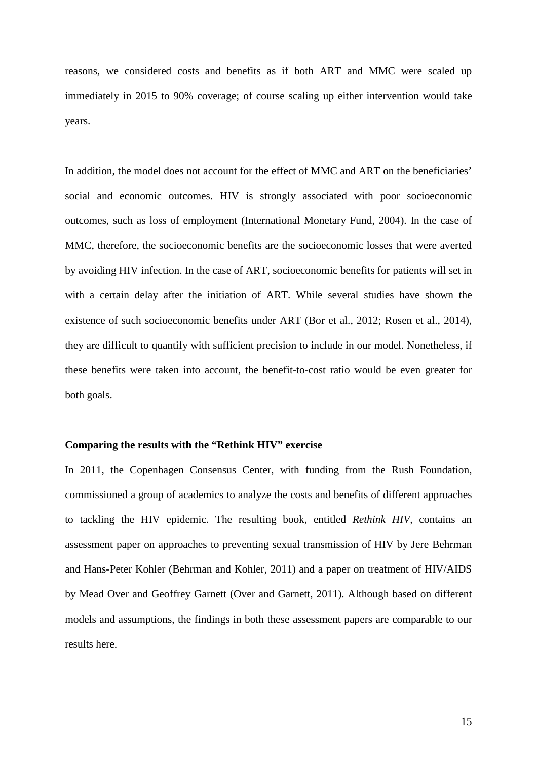reasons, we considered costs and benefits as if both ART and MMC were scaled up immediately in 2015 to 90% coverage; of course scaling up either intervention would take years.

In addition, the model does not account for the effect of MMC and ART on the beneficiaries' social and economic outcomes. HIV is strongly associated with poor socioeconomic outcomes, such as loss of employment (International Monetary Fund, 2004). In the case of MMC, therefore, the socioeconomic benefits are the socioeconomic losses that were averted by avoiding HIV infection. In the case of ART, socioeconomic benefits for patients will set in with a certain delay after the initiation of ART. While several studies have shown the existence of such socioeconomic benefits under ART (Bor et al., 2012; Rosen et al., 2014), they are difficult to quantify with sufficient precision to include in our model. Nonetheless, if these benefits were taken into account, the benefit-to-cost ratio would be even greater for both goals.

**Comparing the results with the "Rethink HIV" exercise**

In 2011, the Copenhagen Consensus Center, with funding from the Rush Foundation, commissioned a group of academics to analyze the costs and benefits of different approaches to tackling the HIV epidemic. The resulting book, entitled *Rethink HIV*, contains an assessment paper on approaches to preventing sexual transmission of HIV by Jere Behrman and Hans-Peter Kohler (Behrman and Kohler, 2011) and a paper on treatment of HIV/AIDS by Mead Over and Geoffrey Garnett (Over and Garnett, 2011). Although based on different models and assumptions, the findings in both these assessment papers are comparable to our results here.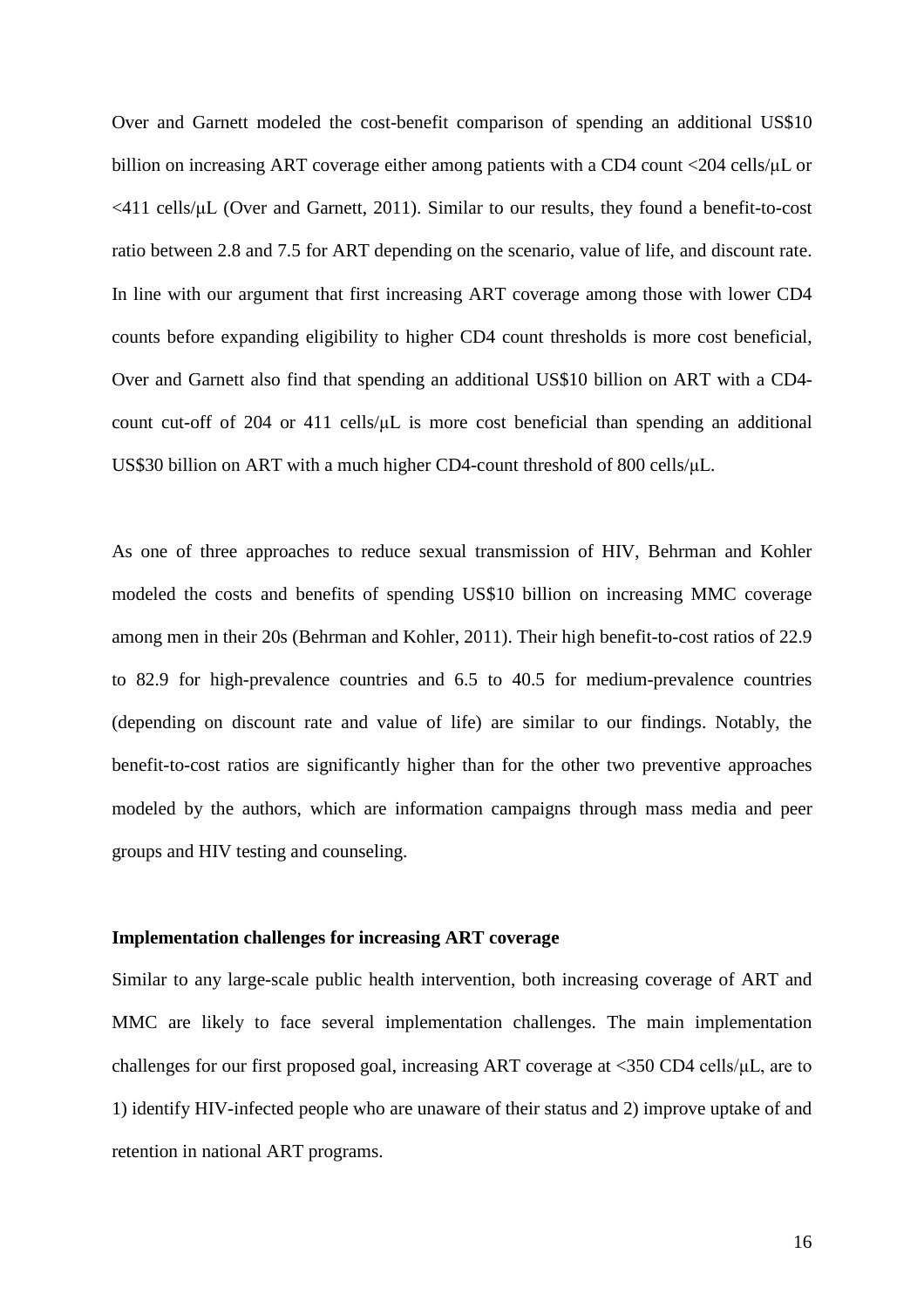Over and Garnett modeled the cost-benefit comparison of spending an additional US$10 billion on increasing ART coverage either among patients with a CD4 count <204 cells/μL or <411 cells/μL (Over and Garnett, 2011). Similar to our results, they found a benefit-to-cost ratio between 2.8 and 7.5 for ART depending on the scenario, value of life, and discount rate. In line with our argument that first increasing ART coverage among those with lower CD4 counts before expanding eligibility to higher CD4 count thresholds is more cost beneficial, Over and Garnett also find that spending an additional US$10 billion on ART with a CD4-count cut-off of 204 or 411 cells/μL is more cost beneficial than spending an additional US$30 billion on ART with a much higher CD4-count threshold of 800 cells/μL.

As one of three approaches to reduce sexual transmission of HIV, Behrman and Kohler modeled the costs and benefits of spending US$10 billion on increasing MMC coverage among men in their 20s (Behrman and Kohler, 2011). Their high benefit-to-cost ratios of 22.9 to 82.9 for high-prevalence countries and 6.5 to 40.5 for medium-prevalence countries (depending on discount rate and value of life) are similar to our findings. Notably, the benefit-to-cost ratios are significantly higher than for the other two preventive approaches modeled by the authors, which are information campaigns through mass media and peer groups and HIV testing and counseling.

**Implementation challenges for increasing ART coverage**

Similar to any large-scale public health intervention, both increasing coverage of ART and MMC are likely to face several implementation challenges. The main implementation challenges for our first proposed goal, increasing ART coverage at <350 CD4 cells/μL, are to 1) identify HIV-infected people who are unaware of their status and 2) improve uptake of and retention in national ART programs.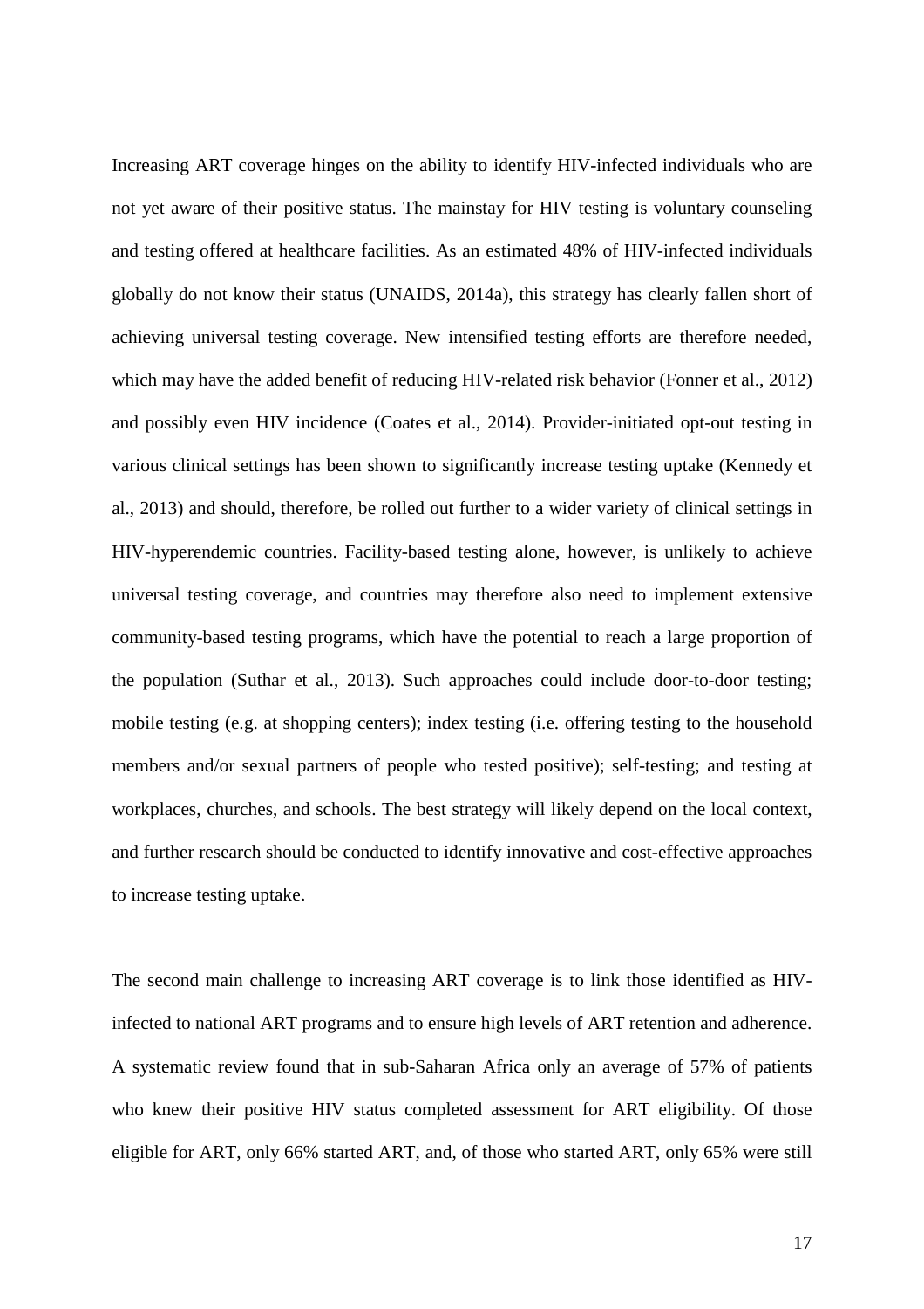Increasing ART coverage hinges on the ability to identify HIV-infected individuals who are not yet aware of their positive status. The mainstay for HIV testing is voluntary counseling and testing offered at healthcare facilities. As an estimated 48% of HIV-infected individuals globally do not know their status (UNAIDS, 2014a), this strategy has clearly fallen short of achieving universal testing coverage. New intensified testing efforts are therefore needed, which may have the added benefit of reducing HIV-related risk behavior (Fonner et al., 2012) and possibly even HIV incidence (Coates et al., 2014). Provider-initiated opt-out testing in various clinical settings has been shown to significantly increase testing uptake (Kennedy et al., 2013) and should, therefore, be rolled out further to a wider variety of clinical settings in HIV-hyperendemic countries. Facility-based testing alone, however, is unlikely to achieve universal testing coverage, and countries may therefore also need to implement extensive community-based testing programs, which have the potential to reach a large proportion of the population (Suthar et al., 2013). Such approaches could include door-to-door testing; mobile testing (e.g. at shopping centers); index testing (i.e. offering testing to the household members and/or sexual partners of people who tested positive); self-testing; and testing at workplaces, churches, and schools. The best strategy will likely depend on the local context, and further research should be conducted to identify innovative and cost-effective approaches to increase testing uptake.

The second main challenge to increasing ART coverage is to link those identified as HIV-infected to national ART programs and to ensure high levels of ART retention and adherence. A systematic review found that in sub-Saharan Africa only an average of 57% of patients who knew their positive HIV status completed assessment for ART eligibility. Of those eligible for ART, only 66% started ART, and, of those who started ART, only 65% were still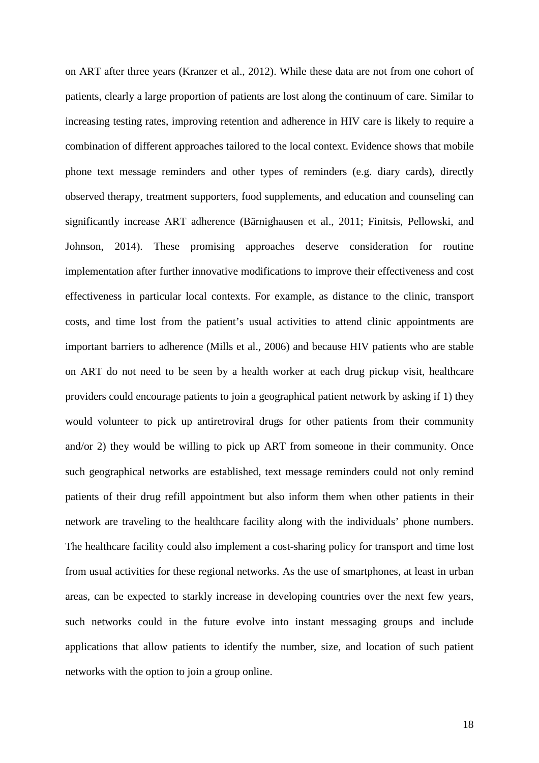on ART after three years (Kranzer et al., 2012). While these data are not from one cohort of patients, clearly a large proportion of patients are lost along the continuum of care. Similar to increasing testing rates, improving retention and adherence in HIV care is likely to require a combination of different approaches tailored to the local context. Evidence shows that mobile phone text message reminders and other types of reminders (e.g. diary cards), directly observed therapy, treatment supporters, food supplements, and education and counseling can significantly increase ART adherence (Bärnighausen et al., 2011; Finitsis, Pellowski, and Johnson, 2014). These promising approaches deserve consideration for routine implementation after further innovative modifications to improve their effectiveness and cost effectiveness in particular local contexts. For example, as distance to the clinic, transport costs, and time lost from the patient's usual activities to attend clinic appointments are important barriers to adherence (Mills et al., 2006) and because HIV patients who are stable on ART do not need to be seen by a health worker at each drug pickup visit, healthcare providers could encourage patients to join a geographical patient network by asking if 1) they would volunteer to pick up antiretroviral drugs for other patients from their community and/or 2) they would be willing to pick up ART from someone in their community. Once such geographical networks are established, text message reminders could not only remind patients of their drug refill appointment but also inform them when other patients in their network are traveling to the healthcare facility along with the individuals' phone numbers. The healthcare facility could also implement a cost-sharing policy for transport and time lost from usual activities for these regional networks. As the use of smartphones, at least in urban areas, can be expected to starkly increase in developing countries over the next few years, such networks could in the future evolve into instant messaging groups and include applications that allow patients to identify the number, size, and location of such patient networks with the option to join a group online.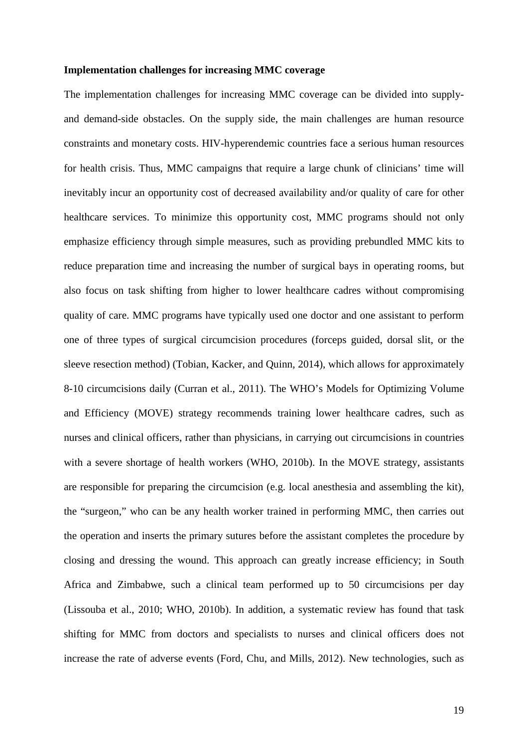**Implementation challenges for increasing MMC coverage**

The implementation challenges for increasing MMC coverage can be divided into supply- and demand-side obstacles. On the supply side, the main challenges are human resource constraints and monetary costs. HIV-hyperendemic countries face a serious human resources for health crisis. Thus, MMC campaigns that require a large chunk of clinicians' time will inevitably incur an opportunity cost of decreased availability and/or quality of care for other healthcare services. To minimize this opportunity cost, MMC programs should not only emphasize efficiency through simple measures, such as providing prebundled MMC kits to reduce preparation time and increasing the number of surgical bays in operating rooms, but also focus on task shifting from higher to lower healthcare cadres without compromising quality of care. MMC programs have typically used one doctor and one assistant to perform one of three types of surgical circumcision procedures (forceps guided, dorsal slit, or the sleeve resection method) (Tobian, Kacker, and Quinn, 2014), which allows for approximately 8-10 circumcisions daily (Curran et al., 2011). The WHO's Models for Optimizing Volume and Efficiency (MOVE) strategy recommends training lower healthcare cadres, such as nurses and clinical officers, rather than physicians, in carrying out circumcisions in countries with a severe shortage of health workers (WHO, 2010b). In the MOVE strategy, assistants are responsible for preparing the circumcision (e.g. local anesthesia and assembling the kit), the "surgeon," who can be any health worker trained in performing MMC, then carries out the operation and inserts the primary sutures before the assistant completes the procedure by closing and dressing the wound. This approach can greatly increase efficiency; in South Africa and Zimbabwe, such a clinical team performed up to 50 circumcisions per day (Lissouba et al., 2010; WHO, 2010b). In addition, a systematic review has found that task shifting for MMC from doctors and specialists to nurses and clinical officers does not increase the rate of adverse events (Ford, Chu, and Mills, 2012). New technologies, such as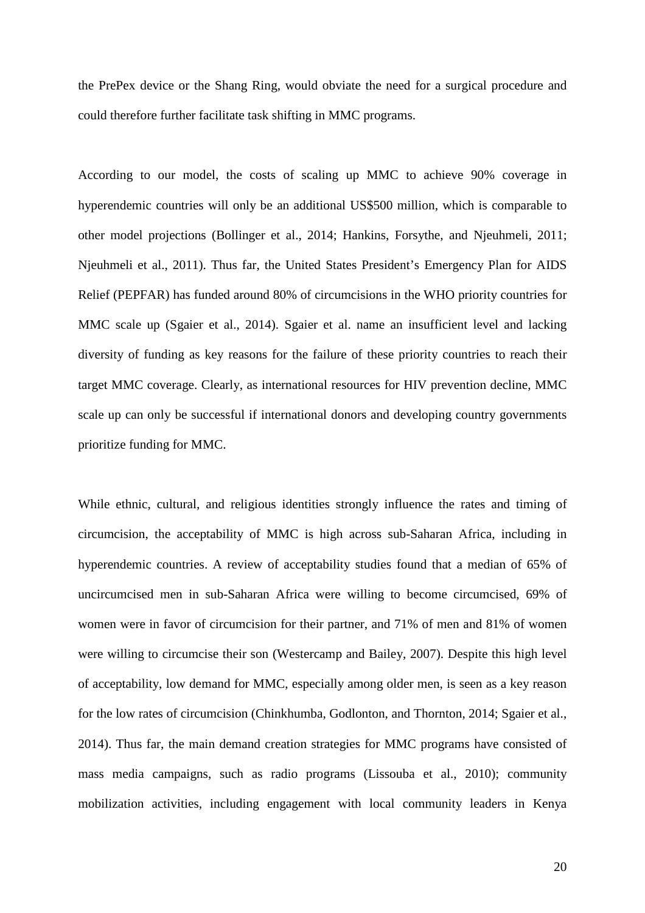the PrePex device or the Shang Ring, would obviate the need for a surgical procedure and could therefore further facilitate task shifting in MMC programs.

According to our model, the costs of scaling up MMC to achieve 90% coverage in hyperendemic countries will only be an additional US$500 million, which is comparable to other model projections (Bollinger et al., 2014; Hankins, Forsythe, and Njeuhmeli, 2011; Njeuhmeli et al., 2011). Thus far, the United States President's Emergency Plan for AIDS Relief (PEPFAR) has funded around 80% of circumcisions in the WHO priority countries for MMC scale up (Sgaier et al., 2014). Sgaier et al. name an insufficient level and lacking diversity of funding as key reasons for the failure of these priority countries to reach their target MMC coverage. Clearly, as international resources for HIV prevention decline, MMC scale up can only be successful if international donors and developing country governments prioritize funding for MMC.

While ethnic, cultural, and religious identities strongly influence the rates and timing of circumcision, the acceptability of MMC is high across sub-Saharan Africa, including in hyperendemic countries. A review of acceptability studies found that a median of 65% of uncircumcised men in sub-Saharan Africa were willing to become circumcised, 69% of women were in favor of circumcision for their partner, and 71% of men and 81% of women were willing to circumcise their son (Westercamp and Bailey, 2007). Despite this high level of acceptability, low demand for MMC, especially among older men, is seen as a key reason for the low rates of circumcision (Chinkhumba, Godlonton, and Thornton, 2014; Sgaier et al., 2014). Thus far, the main demand creation strategies for MMC programs have consisted of mass media campaigns, such as radio programs (Lissouba et al., 2010); community mobilization activities, including engagement with local community leaders in Kenya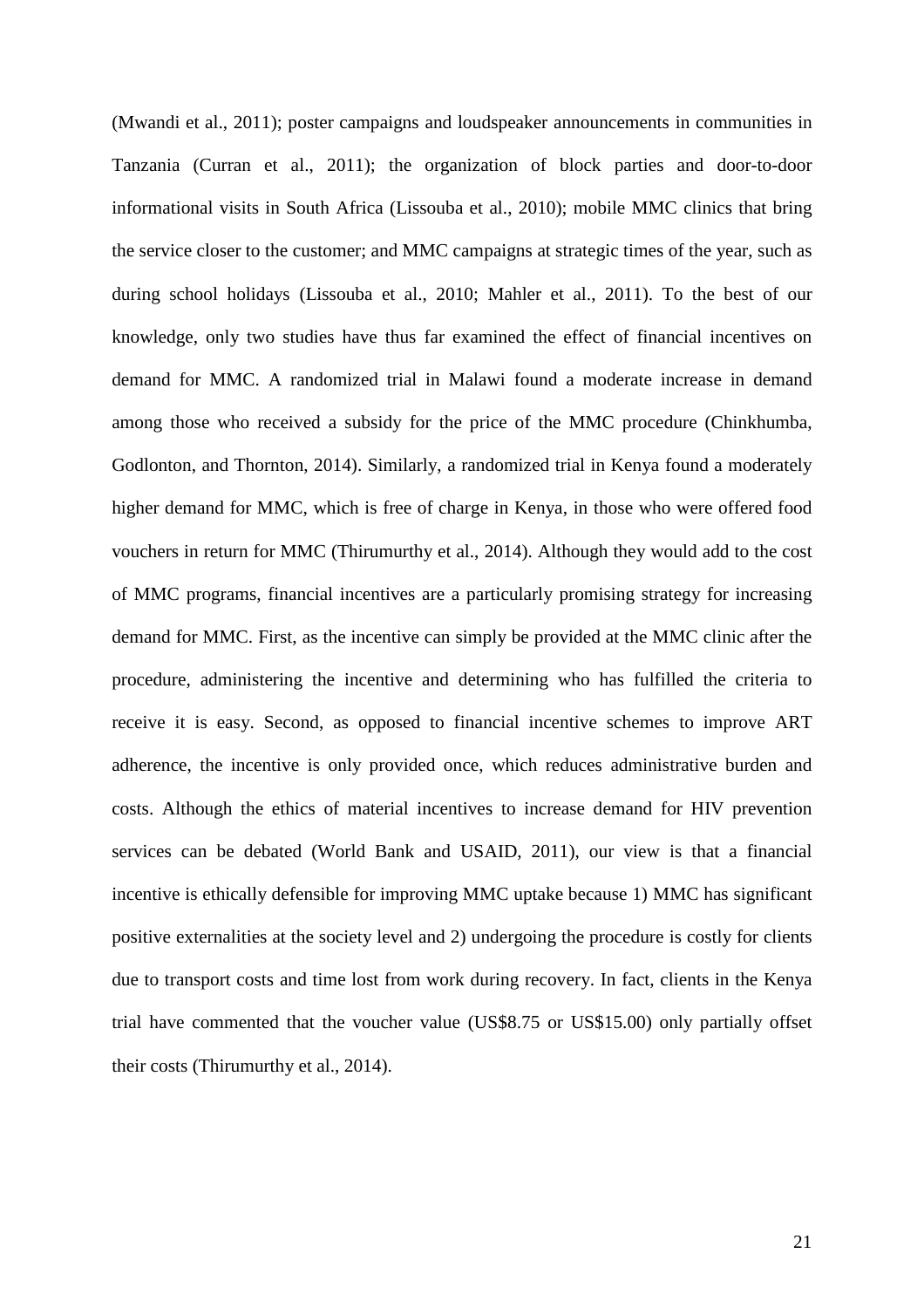(Mwandi et al., 2011); poster campaigns and loudspeaker announcements in communities in Tanzania (Curran et al., 2011); the organization of block parties and door-to-door informational visits in South Africa (Lissouba et al., 2010); mobile MMC clinics that bring the service closer to the customer; and MMC campaigns at strategic times of the year, such as during school holidays (Lissouba et al., 2010; Mahler et al., 2011). To the best of our knowledge, only two studies have thus far examined the effect of financial incentives on demand for MMC. A randomized trial in Malawi found a moderate increase in demand among those who received a subsidy for the price of the MMC procedure (Chinkhumba, Godlonton, and Thornton, 2014). Similarly, a randomized trial in Kenya found a moderately higher demand for MMC, which is free of charge in Kenya, in those who were offered food vouchers in return for MMC (Thirumurthy et al., 2014). Although they would add to the cost of MMC programs, financial incentives are a particularly promising strategy for increasing demand for MMC. First, as the incentive can simply be provided at the MMC clinic after the procedure, administering the incentive and determining who has fulfilled the criteria to receive it is easy. Second, as opposed to financial incentive schemes to improve ART adherence, the incentive is only provided once, which reduces administrative burden and costs. Although the ethics of material incentives to increase demand for HIV prevention services can be debated (World Bank and USAID, 2011), our view is that a financial incentive is ethically defensible for improving MMC uptake because 1) MMC has significant positive externalities at the society level and 2) undergoing the procedure is costly for clients due to transport costs and time lost from work during recovery. In fact, clients in the Kenya trial have commented that the voucher value (US$8.75 or US$15.00) only partially offset their costs (Thirumurthy et al., 2014).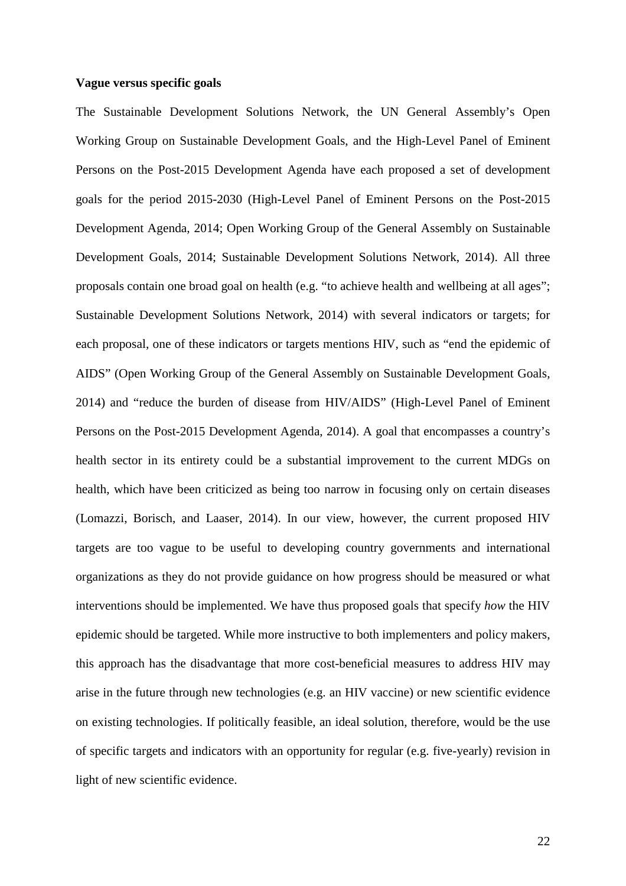**Vague versus specific goals**

The Sustainable Development Solutions Network, the UN General Assembly's Open Working Group on Sustainable Development Goals, and the High-Level Panel of Eminent Persons on the Post-2015 Development Agenda have each proposed a set of development goals for the period 2015-2030 (High-Level Panel of Eminent Persons on the Post-2015 Development Agenda, 2014; Open Working Group of the General Assembly on Sustainable Development Goals, 2014; Sustainable Development Solutions Network, 2014). All three proposals contain one broad goal on health (e.g. "to achieve health and wellbeing at all ages"; Sustainable Development Solutions Network, 2014) with several indicators or targets; for each proposal, one of these indicators or targets mentions HIV, such as "end the epidemic of AIDS" (Open Working Group of the General Assembly on Sustainable Development Goals, 2014) and "reduce the burden of disease from HIV/AIDS" (High-Level Panel of Eminent Persons on the Post-2015 Development Agenda, 2014). A goal that encompasses a country's health sector in its entirety could be a substantial improvement to the current MDGs on health, which have been criticized as being too narrow in focusing only on certain diseases (Lomazzi, Borisch, and Laaser, 2014). In our view, however, the current proposed HIV targets are too vague to be useful to developing country governments and international organizations as they do not provide guidance on how progress should be measured or what interventions should be implemented. We have thus proposed goals that specify *how* the HIV epidemic should be targeted. While more instructive to both implementers and policy makers, this approach has the disadvantage that more cost-beneficial measures to address HIV may arise in the future through new technologies (e.g. an HIV vaccine) or new scientific evidence on existing technologies. If politically feasible, an ideal solution, therefore, would be the use of specific targets and indicators with an opportunity for regular (e.g. five-yearly) revision in light of new scientific evidence.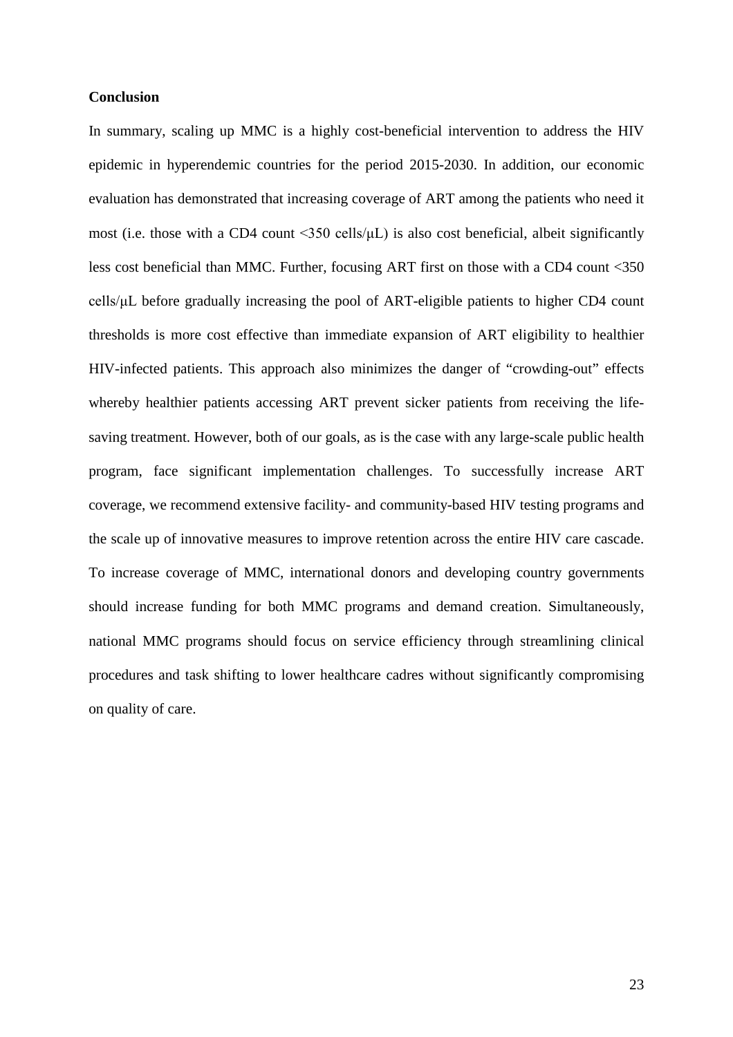**Conclusion**

In summary, scaling up MMC is a highly cost-beneficial intervention to address the HIV epidemic in hyperendemic countries for the period 2015-2030. In addition, our economic evaluation has demonstrated that increasing coverage of ART among the patients who need it most (i.e. those with a CD4 count <350 cells/μL) is also cost beneficial, albeit significantly less cost beneficial than MMC. Further, focusing ART first on those with a CD4 count <350 cells/μL before gradually increasing the pool of ART-eligible patients to higher CD4 count thresholds is more cost effective than immediate expansion of ART eligibility to healthier HIV-infected patients. This approach also minimizes the danger of "crowding-out" effects whereby healthier patients accessing ART prevent sicker patients from receiving the life-saving treatment. However, both of our goals, as is the case with any large-scale public health program, face significant implementation challenges. To successfully increase ART coverage, we recommend extensive facility- and community-based HIV testing programs and the scale up of innovative measures to improve retention across the entire HIV care cascade. To increase coverage of MMC, international donors and developing country governments should increase funding for both MMC programs and demand creation. Simultaneously, national MMC programs should focus on service efficiency through streamlining clinical procedures and task shifting to lower healthcare cadres without significantly compromising on quality of care.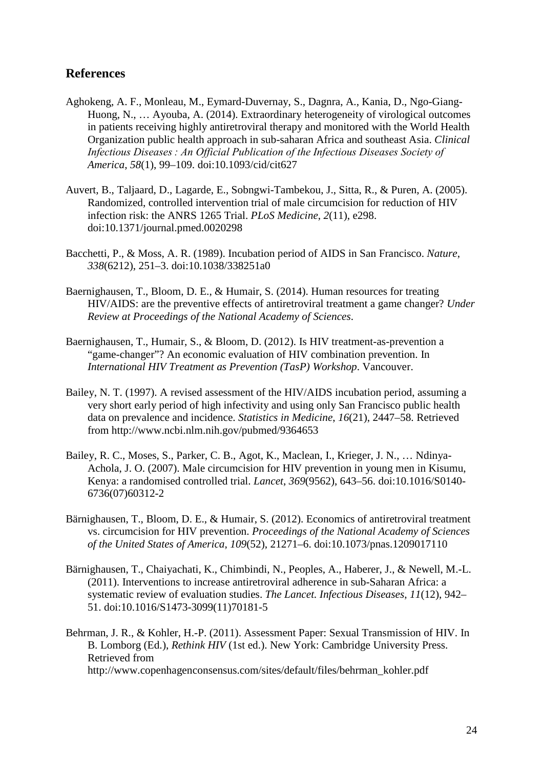## References

Aghokeng, A. F., Monleau, M., Eymard-Duvernay, S., Dagnra, A., Kania, D., Ngo-Giang-Huong, N., … Ayouba, A. (2014). Extraordinary heterogeneity of virological outcomes in patients receiving highly antiretroviral therapy and monitored with the World Health Organization public health approach in sub-saharan Africa and southeast Asia. *Clinical Infectious Diseases : An Official Publication of the Infectious Diseases Society of America*, *58*(1), 99–109. doi:10.1093/cid/cit627

Auvert, B., Taljaard, D., Lagarde, E., Sobngwi-Tambekou, J., Sitta, R., & Puren, A. (2005). Randomized, controlled intervention trial of male circumcision for reduction of HIV infection risk: the ANRS 1265 Trial. *PLoS Medicine*, *2*(11), e298. doi:10.1371/journal.pmed.0020298

Bacchetti, P., & Moss, A. R. (1989). Incubation period of AIDS in San Francisco. *Nature*, *338*(6212), 251–3. doi:10.1038/338251a0

Baernighausen, T., Bloom, D. E., & Humair, S. (2014). Human resources for treating HIV/AIDS: are the preventive effects of antiretroviral treatment a game changer? *Under Review at Proceedings of the National Academy of Sciences*.

Baernighausen, T., Humair, S., & Bloom, D. (2012). Is HIV treatment-as-prevention a "game-changer"? An economic evaluation of HIV combination prevention. In *International HIV Treatment as Prevention (TasP) Workshop*. Vancouver.

Bailey, N. T. (1997). A revised assessment of the HIV/AIDS incubation period, assuming a very short early period of high infectivity and using only San Francisco public health data on prevalence and incidence. *Statistics in Medicine*, *16*(21), 2447–58. Retrieved from http://www.ncbi.nlm.nih.gov/pubmed/9364653

Bailey, R. C., Moses, S., Parker, C. B., Agot, K., Maclean, I., Krieger, J. N., … Ndinya-Achola, J. O. (2007). Male circumcision for HIV prevention in young men in Kisumu, Kenya: a randomised controlled trial. *Lancet*, *369*(9562), 643–56. doi:10.1016/S0140-6736(07)60312-2

Bärnighausen, T., Bloom, D. E., & Humair, S. (2012). Economics of antiretroviral treatment vs. circumcision for HIV prevention. *Proceedings of the National Academy of Sciences of the United States of America*, *109*(52), 21271–6. doi:10.1073/pnas.1209017110

Bärnighausen, T., Chaiyachati, K., Chimbindi, N., Peoples, A., Haberer, J., & Newell, M.-L. (2011). Interventions to increase antiretroviral adherence in sub-Saharan Africa: a systematic review of evaluation studies. *The Lancet. Infectious Diseases*, *11*(12), 942–51. doi:10.1016/S1473-3099(11)70181-5

Behrman, J. R., & Kohler, H.-P. (2011). Assessment Paper: Sexual Transmission of HIV. In B. Lomborg (Ed.), *Rethink HIV* (1st ed.). New York: Cambridge University Press. Retrieved from http://www.copenhagenconsensus.com/sites/default/files/behrman_kohler.pdf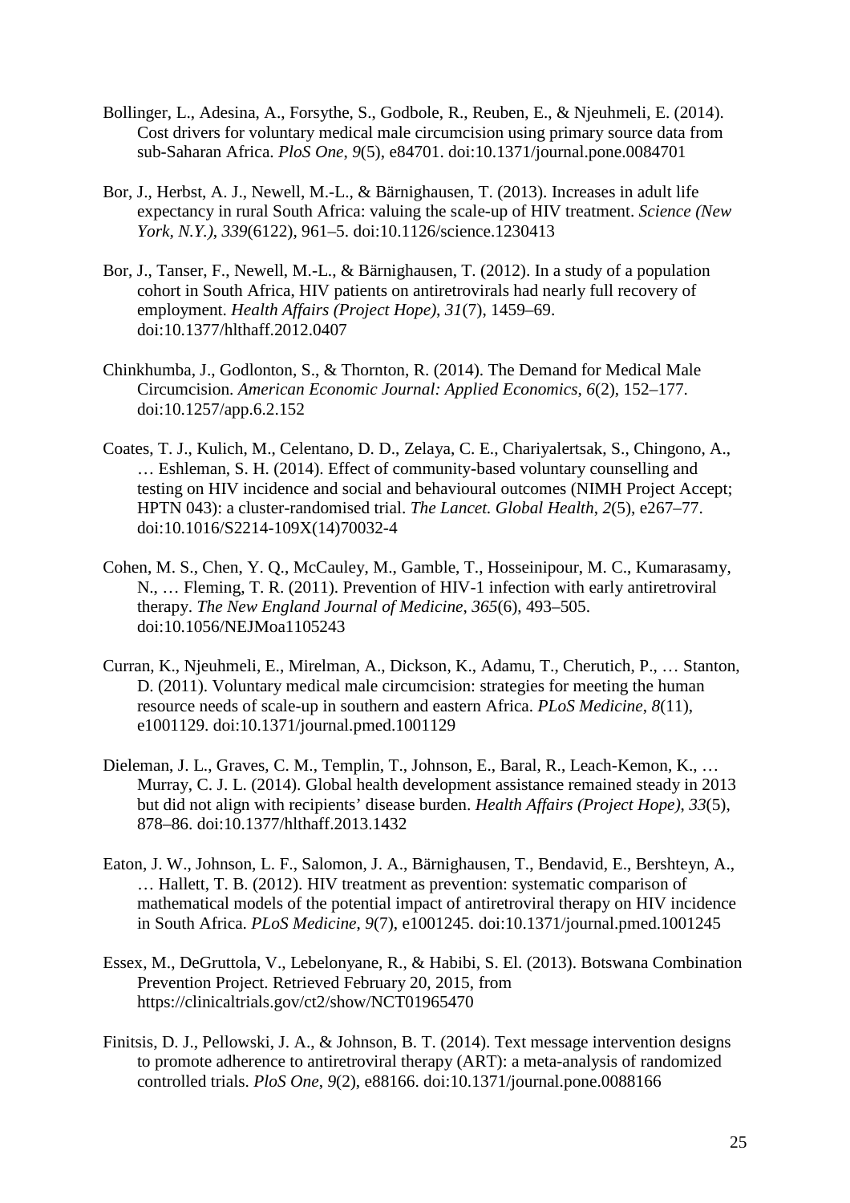Bollinger, L., Adesina, A., Forsythe, S., Godbole, R., Reuben, E., & Njeuhmeli, E. (2014). Cost drivers for voluntary medical male circumcision using primary source data from sub-Saharan Africa. *PloS One*, *9*(5), e84701. doi:10.1371/journal.pone.0084701

Bor, J., Herbst, A. J., Newell, M.-L., & Bärnighausen, T. (2013). Increases in adult life expectancy in rural South Africa: valuing the scale-up of HIV treatment. *Science (New York, N.Y.)*, *339*(6122), 961–5. doi:10.1126/science.1230413

Bor, J., Tanser, F., Newell, M.-L., & Bärnighausen, T. (2012). In a study of a population cohort in South Africa, HIV patients on antiretrovirals had nearly full recovery of employment. *Health Affairs (Project Hope)*, *31*(7), 1459–69. doi:10.1377/hlthaff.2012.0407

Chinkhumba, J., Godlonton, S., & Thornton, R. (2014). The Demand for Medical Male Circumcision. *American Economic Journal: Applied Economics*, *6*(2), 152–177. doi:10.1257/app.6.2.152

Coates, T. J., Kulich, M., Celentano, D. D., Zelaya, C. E., Chariyalertsak, S., Chingono, A., … Eshleman, S. H. (2014). Effect of community-based voluntary counselling and testing on HIV incidence and social and behavioural outcomes (NIMH Project Accept; HPTN 043): a cluster-randomised trial. *The Lancet. Global Health*, *2*(5), e267–77. doi:10.1016/S2214-109X(14)70032-4

Cohen, M. S., Chen, Y. Q., McCauley, M., Gamble, T., Hosseinipour, M. C., Kumarasamy, N., … Fleming, T. R. (2011). Prevention of HIV-1 infection with early antiretroviral therapy. *The New England Journal of Medicine*, *365*(6), 493–505. doi:10.1056/NEJMoa1105243

Curran, K., Njeuhmeli, E., Mirelman, A., Dickson, K., Adamu, T., Cherutich, P., … Stanton, D. (2011). Voluntary medical male circumcision: strategies for meeting the human resource needs of scale-up in southern and eastern Africa. *PLoS Medicine*, *8*(11), e1001129. doi:10.1371/journal.pmed.1001129

Dieleman, J. L., Graves, C. M., Templin, T., Johnson, E., Baral, R., Leach-Kemon, K., … Murray, C. J. L. (2014). Global health development assistance remained steady in 2013 but did not align with recipients' disease burden. *Health Affairs (Project Hope)*, *33*(5), 878–86. doi:10.1377/hlthaff.2013.1432

Eaton, J. W., Johnson, L. F., Salomon, J. A., Bärnighausen, T., Bendavid, E., Bershteyn, A., … Hallett, T. B. (2012). HIV treatment as prevention: systematic comparison of mathematical models of the potential impact of antiretroviral therapy on HIV incidence in South Africa. *PLoS Medicine*, *9*(7), e1001245. doi:10.1371/journal.pmed.1001245

Essex, M., DeGruttola, V., Lebelonyane, R., & Habibi, S. El. (2013). Botswana Combination Prevention Project. Retrieved February 20, 2015, from https://clinicaltrials.gov/ct2/show/NCT01965470

Finitsis, D. J., Pellowski, J. A., & Johnson, B. T. (2014). Text message intervention designs to promote adherence to antiretroviral therapy (ART): a meta-analysis of randomized controlled trials. *PloS One*, *9*(2), e88166. doi:10.1371/journal.pone.0088166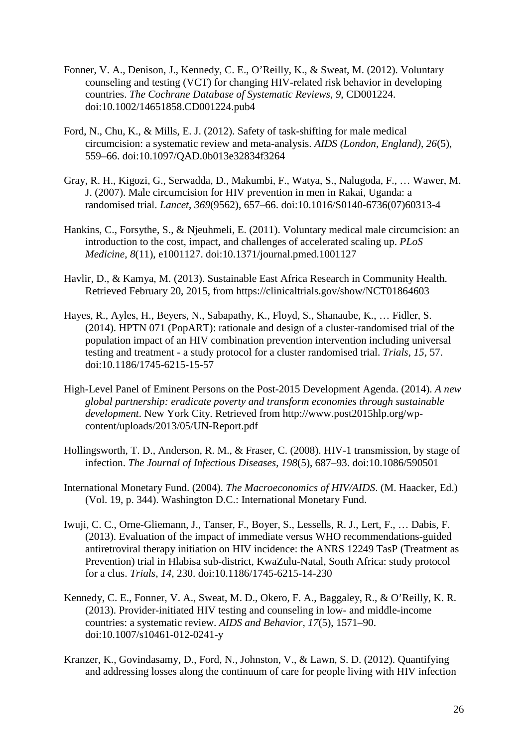Fonner, V. A., Denison, J., Kennedy, C. E., O'Reilly, K., & Sweat, M. (2012). Voluntary counseling and testing (VCT) for changing HIV-related risk behavior in developing countries. *The Cochrane Database of Systematic Reviews*, *9*, CD001224. doi:10.1002/14651858.CD001224.pub4

Ford, N., Chu, K., & Mills, E. J. (2012). Safety of task-shifting for male medical circumcision: a systematic review and meta-analysis. *AIDS (London, England)*, *26*(5), 559–66. doi:10.1097/QAD.0b013e32834f3264

Gray, R. H., Kigozi, G., Serwadda, D., Makumbi, F., Watya, S., Nalugoda, F., … Wawer, M. J. (2007). Male circumcision for HIV prevention in men in Rakai, Uganda: a randomised trial. *Lancet*, *369*(9562), 657–66. doi:10.1016/S0140-6736(07)60313-4

Hankins, C., Forsythe, S., & Njeuhmeli, E. (2011). Voluntary medical male circumcision: an introduction to the cost, impact, and challenges of accelerated scaling up. *PLoS Medicine*, *8*(11), e1001127. doi:10.1371/journal.pmed.1001127

Havlir, D., & Kamya, M. (2013). Sustainable East Africa Research in Community Health. Retrieved February 20, 2015, from https://clinicaltrials.gov/show/NCT01864603

Hayes, R., Ayles, H., Beyers, N., Sabapathy, K., Floyd, S., Shanaube, K., … Fidler, S. (2014). HPTN 071 (PopART): rationale and design of a cluster-randomised trial of the population impact of an HIV combination prevention intervention including universal testing and treatment - a study protocol for a cluster randomised trial. *Trials*, *15*, 57. doi:10.1186/1745-6215-15-57

High-Level Panel of Eminent Persons on the Post-2015 Development Agenda. (2014). *A new global partnership: eradicate poverty and transform economies through sustainable development*. New York City. Retrieved from http://www.post2015hlp.org/wp-content/uploads/2013/05/UN-Report.pdf

Hollingsworth, T. D., Anderson, R. M., & Fraser, C. (2008). HIV-1 transmission, by stage of infection. *The Journal of Infectious Diseases*, *198*(5), 687–93. doi:10.1086/590501

International Monetary Fund. (2004). *The Macroeconomics of HIV/AIDS*. (M. Haacker, Ed.) (Vol. 19, p. 344). Washington D.C.: International Monetary Fund.

Iwuji, C. C., Orne-Gliemann, J., Tanser, F., Boyer, S., Lessells, R. J., Lert, F., … Dabis, F. (2013). Evaluation of the impact of immediate versus WHO recommendations-guided antiretroviral therapy initiation on HIV incidence: the ANRS 12249 TasP (Treatment as Prevention) trial in Hlabisa sub-district, KwaZulu-Natal, South Africa: study protocol for a clus. *Trials*, *14*, 230. doi:10.1186/1745-6215-14-230

Kennedy, C. E., Fonner, V. A., Sweat, M. D., Okero, F. A., Baggaley, R., & O'Reilly, K. R. (2013). Provider-initiated HIV testing and counseling in low- and middle-income countries: a systematic review. *AIDS and Behavior*, *17*(5), 1571–90. doi:10.1007/s10461-012-0241-y

Kranzer, K., Govindasamy, D., Ford, N., Johnston, V., & Lawn, S. D. (2012). Quantifying and addressing losses along the continuum of care for people living with HIV infection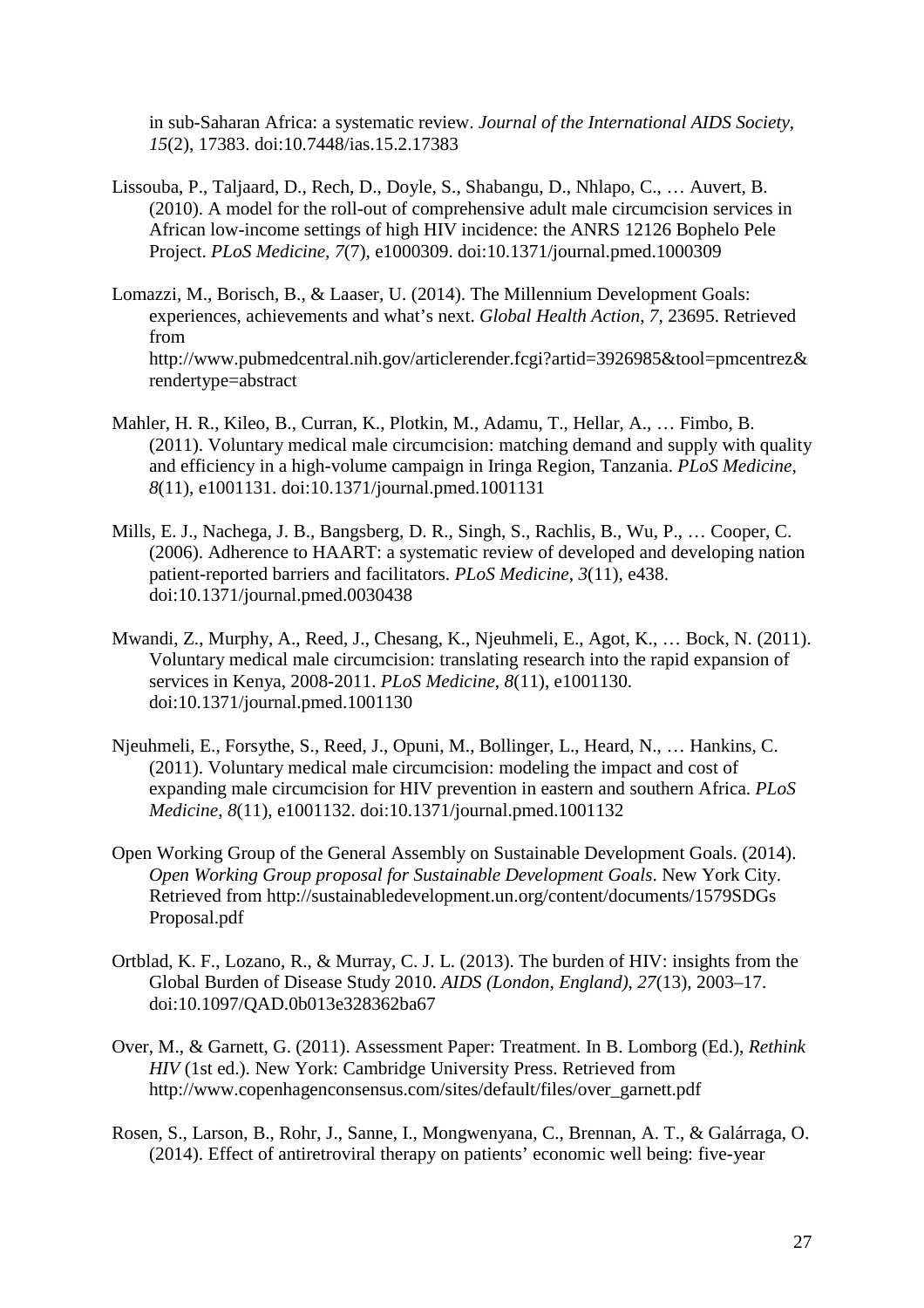in sub-Saharan Africa: a systematic review. *Journal of the International AIDS Society*, *15*(2), 17383. doi:10.7448/ias.15.2.17383

Lissouba, P., Taljaard, D., Rech, D., Doyle, S., Shabangu, D., Nhlapo, C., … Auvert, B. (2010). A model for the roll-out of comprehensive adult male circumcision services in African low-income settings of high HIV incidence: the ANRS 12126 Bophelo Pele Project. *PLoS Medicine*, *7*(7), e1000309. doi:10.1371/journal.pmed.1000309

Lomazzi, M., Borisch, B., & Laaser, U. (2014). The Millennium Development Goals: experiences, achievements and what's next. *Global Health Action*, *7*, 23695. Retrieved from http://www.pubmedcentral.nih.gov/articlerender.fcgi?artid=3926985&tool=pmcentrez&rendertype=abstract

Mahler, H. R., Kileo, B., Curran, K., Plotkin, M., Adamu, T., Hellar, A., … Fimbo, B. (2011). Voluntary medical male circumcision: matching demand and supply with quality and efficiency in a high-volume campaign in Iringa Region, Tanzania. *PLoS Medicine*, *8*(11), e1001131. doi:10.1371/journal.pmed.1001131

Mills, E. J., Nachega, J. B., Bangsberg, D. R., Singh, S., Rachlis, B., Wu, P., … Cooper, C. (2006). Adherence to HAART: a systematic review of developed and developing nation patient-reported barriers and facilitators. *PLoS Medicine*, *3*(11), e438. doi:10.1371/journal.pmed.0030438

Mwandi, Z., Murphy, A., Reed, J., Chesang, K., Njeuhmeli, E., Agot, K., … Bock, N. (2011). Voluntary medical male circumcision: translating research into the rapid expansion of services in Kenya, 2008-2011. *PLoS Medicine*, *8*(11), e1001130. doi:10.1371/journal.pmed.1001130

Njeuhmeli, E., Forsythe, S., Reed, J., Opuni, M., Bollinger, L., Heard, N., … Hankins, C. (2011). Voluntary medical male circumcision: modeling the impact and cost of expanding male circumcision for HIV prevention in eastern and southern Africa. *PLoS Medicine*, *8*(11), e1001132. doi:10.1371/journal.pmed.1001132

Open Working Group of the General Assembly on Sustainable Development Goals. (2014). *Open Working Group proposal for Sustainable Development Goals*. New York City. Retrieved from http://sustainabledevelopment.un.org/content/documents/1579SDGs Proposal.pdf

Ortblad, K. F., Lozano, R., & Murray, C. J. L. (2013). The burden of HIV: insights from the Global Burden of Disease Study 2010. *AIDS (London, England)*, *27*(13), 2003–17. doi:10.1097/QAD.0b013e328362ba67

Over, M., & Garnett, G. (2011). Assessment Paper: Treatment. In B. Lomborg (Ed.), *Rethink HIV* (1st ed.). New York: Cambridge University Press. Retrieved from http://www.copenhagenconsensus.com/sites/default/files/over_garnett.pdf

Rosen, S., Larson, B., Rohr, J., Sanne, I., Mongwenyana, C., Brennan, A. T., & Galárraga, O. (2014). Effect of antiretroviral therapy on patients' economic well being: five-year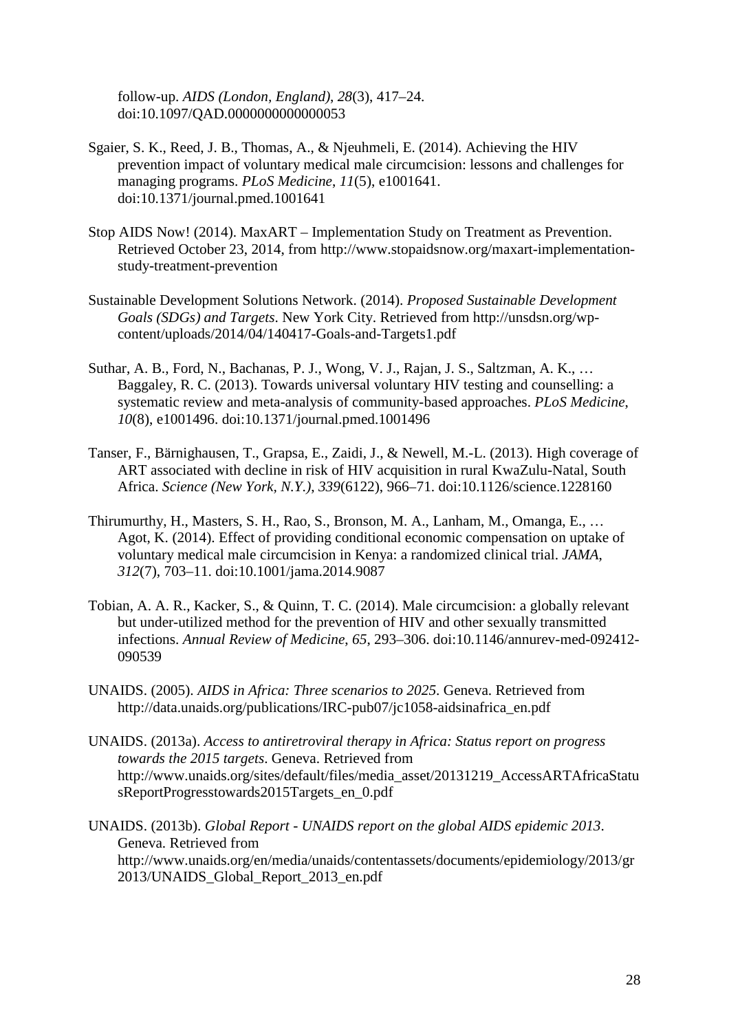follow-up. *AIDS (London, England)*, *28*(3), 417–24. doi:10.1097/QAD.0000000000000053

Sgaier, S. K., Reed, J. B., Thomas, A., & Njeuhmeli, E. (2014). Achieving the HIV prevention impact of voluntary medical male circumcision: lessons and challenges for managing programs. *PLoS Medicine*, *11*(5), e1001641. doi:10.1371/journal.pmed.1001641

Stop AIDS Now! (2014). MaxART – Implementation Study on Treatment as Prevention. Retrieved October 23, 2014, from http://www.stopaidsnow.org/maxart-implementation-study-treatment-prevention

Sustainable Development Solutions Network. (2014). *Proposed Sustainable Development Goals (SDGs) and Targets*. New York City. Retrieved from http://unsdsn.org/wp-content/uploads/2014/04/140417-Goals-and-Targets1.pdf

Suthar, A. B., Ford, N., Bachanas, P. J., Wong, V. J., Rajan, J. S., Saltzman, A. K., … Baggaley, R. C. (2013). Towards universal voluntary HIV testing and counselling: a systematic review and meta-analysis of community-based approaches. *PLoS Medicine*, *10*(8), e1001496. doi:10.1371/journal.pmed.1001496

Tanser, F., Bärnighausen, T., Grapsa, E., Zaidi, J., & Newell, M.-L. (2013). High coverage of ART associated with decline in risk of HIV acquisition in rural KwaZulu-Natal, South Africa. *Science (New York, N.Y.)*, *339*(6122), 966–71. doi:10.1126/science.1228160

Thirumurthy, H., Masters, S. H., Rao, S., Bronson, M. A., Lanham, M., Omanga, E., … Agot, K. (2014). Effect of providing conditional economic compensation on uptake of voluntary medical male circumcision in Kenya: a randomized clinical trial. *JAMA*, *312*(7), 703–11. doi:10.1001/jama.2014.9087

Tobian, A. A. R., Kacker, S., & Quinn, T. C. (2014). Male circumcision: a globally relevant but under-utilized method for the prevention of HIV and other sexually transmitted infections. *Annual Review of Medicine*, *65*, 293–306. doi:10.1146/annurev-med-092412-090539

UNAIDS. (2005). *AIDS in Africa: Three scenarios to 2025*. Geneva. Retrieved from http://data.unaids.org/publications/IRC-pub07/jc1058-aidsinafrica_en.pdf

UNAIDS. (2013a). *Access to antiretroviral therapy in Africa: Status report on progress towards the 2015 targets*. Geneva. Retrieved from http://www.unaids.org/sites/default/files/media_asset/20131219_AccessARTAfricaStatusReportProgresstowards2015Targets_en_0.pdf

UNAIDS. (2013b). *Global Report - UNAIDS report on the global AIDS epidemic 2013*. Geneva. Retrieved from http://www.unaids.org/en/media/unaids/contentassets/documents/epidemiology/2013/gr2013/UNAIDS_Global_Report_2013_en.pdf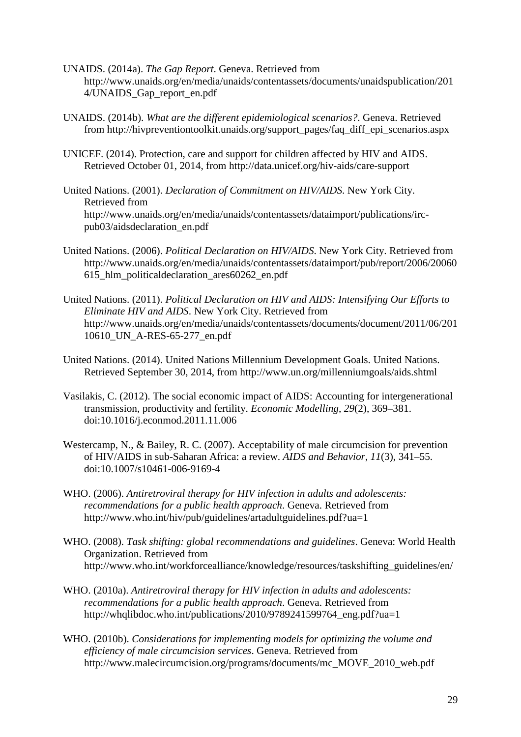UNAIDS. (2014a). *The Gap Report*. Geneva. Retrieved from http://www.unaids.org/en/media/unaids/contentassets/documents/unaidspublication/2014/UNAIDS_Gap_report_en.pdf

UNAIDS. (2014b). *What are the different epidemiological scenarios?*. Geneva. Retrieved from http://hivpreventiontoolkit.unaids.org/support_pages/faq_diff_epi_scenarios.aspx

UNICEF. (2014). Protection, care and support for children affected by HIV and AIDS. Retrieved October 01, 2014, from http://data.unicef.org/hiv-aids/care-support

United Nations. (2001). *Declaration of Commitment on HIV/AIDS*. New York City. Retrieved from http://www.unaids.org/en/media/unaids/contentassets/dataimport/publications/irc-pub03/aidsdeclaration_en.pdf

United Nations. (2006). *Political Declaration on HIV/AIDS*. New York City. Retrieved from http://www.unaids.org/en/media/unaids/contentassets/dataimport/pub/report/2006/20060615_hlm_politicaldeclaration_ares60262_en.pdf

United Nations. (2011). *Political Declaration on HIV and AIDS: Intensifying Our Efforts to Eliminate HIV and AIDS*. New York City. Retrieved from http://www.unaids.org/en/media/unaids/contentassets/documents/document/2011/06/20110610_UN_A-RES-65-277_en.pdf

United Nations. (2014). United Nations Millennium Development Goals. United Nations. Retrieved September 30, 2014, from http://www.un.org/millenniumgoals/aids.shtml

Vasilakis, C. (2012). The social economic impact of AIDS: Accounting for intergenerational transmission, productivity and fertility. *Economic Modelling*, *29*(2), 369–381. doi:10.1016/j.econmod.2011.11.006

Westercamp, N., & Bailey, R. C. (2007). Acceptability of male circumcision for prevention of HIV/AIDS in sub-Saharan Africa: a review. *AIDS and Behavior*, *11*(3), 341–55. doi:10.1007/s10461-006-9169-4

WHO. (2006). *Antiretroviral therapy for HIV infection in adults and adolescents: recommendations for a public health approach*. Geneva. Retrieved from http://www.who.int/hiv/pub/guidelines/artadultguidelines.pdf?ua=1

WHO. (2008). *Task shifting: global recommendations and guidelines*. Geneva: World Health Organization. Retrieved from http://www.who.int/workforcealliance/knowledge/resources/taskshifting_guidelines/en/

WHO. (2010a). *Antiretroviral therapy for HIV infection in adults and adolescents: recommendations for a public health approach*. Geneva. Retrieved from http://whqlibdoc.who.int/publications/2010/9789241599764_eng.pdf?ua=1

WHO. (2010b). *Considerations for implementing models for optimizing the volume and efficiency of male circumcision services*. Geneva. Retrieved from http://www.malecircumcision.org/programs/documents/mc_MOVE_2010_web.pdf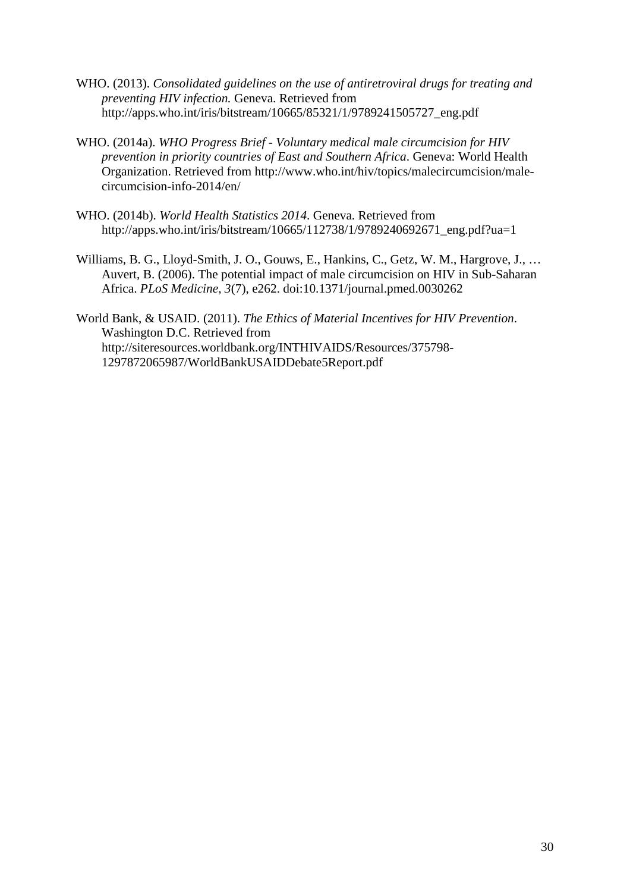WHO. (2013). *Consolidated guidelines on the use of antiretroviral drugs for treating and preventing HIV infection.* Geneva. Retrieved from http://apps.who.int/iris/bitstream/10665/85321/1/9789241505727_eng.pdf

WHO. (2014a). *WHO Progress Brief - Voluntary medical male circumcision for HIV prevention in priority countries of East and Southern Africa*. Geneva: World Health Organization. Retrieved from http://www.who.int/hiv/topics/malecircumcision/male-circumcision-info-2014/en/

WHO. (2014b). *World Health Statistics 2014*. Geneva. Retrieved from http://apps.who.int/iris/bitstream/10665/112738/1/9789240692671_eng.pdf?ua=1

Williams, B. G., Lloyd-Smith, J. O., Gouws, E., Hankins, C., Getz, W. M., Hargrove, J., … Auvert, B. (2006). The potential impact of male circumcision on HIV in Sub-Saharan Africa. *PLoS Medicine*, *3*(7), e262. doi:10.1371/journal.pmed.0030262

World Bank, & USAID. (2011). *The Ethics of Material Incentives for HIV Prevention*. Washington D.C. Retrieved from http://siteresources.worldbank.org/INTHIVAIDS/Resources/375798-1297872065987/WorldBankUSAIDDebate5Report.pdf